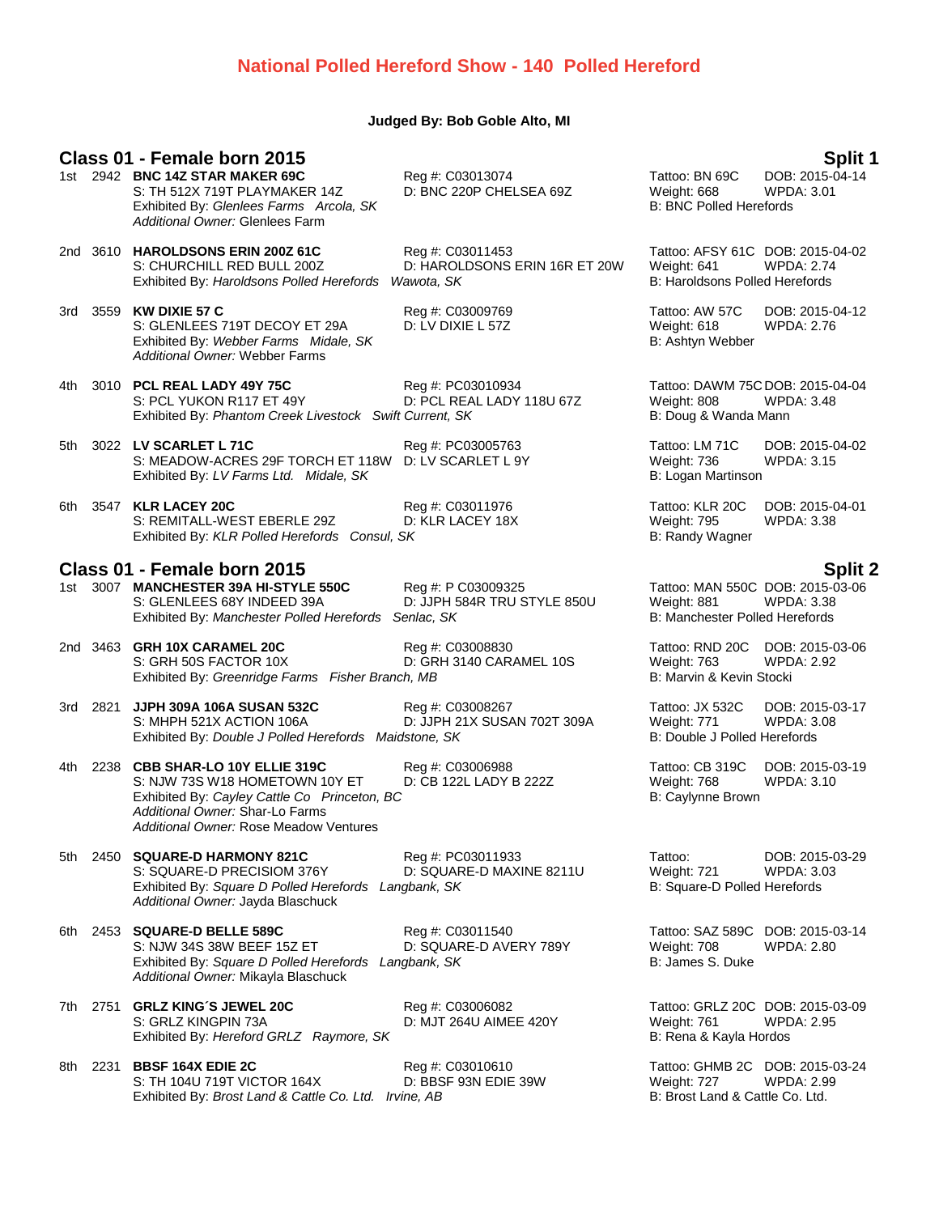# National Polled Hereford Show - 140 Polled Hereford

**Judged By: Bob Goble Alto, MI**

## Class 01 - Female born 2015 — Split 1

1st 2942 **BNC 14Z STAR MAKER 69C** Reg #: C03013074 Tattoo: BN 69C DOB: 2015-04-14
S: TH 512X 719T PLAYMAKER 14Z D: BNC 220P CHELSEA 69Z Weight: 668 WPDA: 3.01
Exhibited By: *Glenlees Farms Arcola, SK* B: BNC Polled Herefords
*Additional Owner:* Glenlees Farm

2nd 3610 **HAROLDSONS ERIN 200Z 61C** Reg #: C03011453 Tattoo: AFSY 61C DOB: 2015-04-02
S: CHURCHILL RED BULL 200Z D: HAROLDSONS ERIN 16R ET 20W Weight: 641 WPDA: 2.74
Exhibited By: *Haroldsons Polled Herefords Wawota, SK* B: Haroldsons Polled Herefords

3rd 3559 **KW DIXIE 57 C** Reg #: C03009769 Tattoo: AW 57C DOB: 2015-04-12
S: GLENLEES 719T DECOY ET 29A D: LV DIXIE L 57Z Weight: 618 WPDA: 2.76
Exhibited By: *Webber Farms Midale, SK* B: Ashtyn Webber
*Additional Owner:* Webber Farms

4th 3010 **PCL REAL LADY 49Y 75C** Reg #: PC03010934 Tattoo: DAWM 75C DOB: 2015-04-04
S: PCL YUKON R117 ET 49Y D: PCL REAL LADY 118U 67Z Weight: 808 WPDA: 3.48
Exhibited By: *Phantom Creek Livestock Swift Current, SK* B: Doug & Wanda Mann

5th 3022 **LV SCARLET L 71C** Reg #: PC03005763 Tattoo: LM 71C DOB: 2015-04-02
S: MEADOW-ACRES 29F TORCH ET 118W D: LV SCARLET L 9Y Weight: 736 WPDA: 3.15
Exhibited By: *LV Farms Ltd. Midale, SK* B: Logan Martinson

6th 3547 **KLR LACEY 20C** Reg #: C03011976 Tattoo: KLR 20C DOB: 2015-04-01
S: REMITALL-WEST EBERLE 29Z D: KLR LACEY 18X Weight: 795 WPDA: 3.38
Exhibited By: *KLR Polled Herefords Consul, SK* B: Randy Wagner

## Class 01 - Female born 2015 — Split 2

1st 3007 **MANCHESTER 39A HI-STYLE 550C** Reg #: P C03009325 Tattoo: MAN 550C DOB: 2015-03-06
S: GLENLEES 68Y INDEED 39A D: JJPH 584R TRU STYLE 850U Weight: 881 WPDA: 3.38
Exhibited By: *Manchester Polled Herefords Senlac, SK* B: Manchester Polled Herefords

2nd 3463 **GRH 10X CARAMEL 20C** Reg #: C03008830 Tattoo: RND 20C DOB: 2015-03-06
S: GRH 50S FACTOR 10X D: GRH 3140 CARAMEL 10S Weight: 763 WPDA: 2.92
Exhibited By: *Greenridge Farms Fisher Branch, MB* B: Marvin & Kevin Stocki

3rd 2821 **JJPH 309A 106A SUSAN 532C** Reg #: C03008267 Tattoo: JX 532C DOB: 2015-03-17
S: MHPH 521X ACTION 106A D: JJPH 21X SUSAN 702T 309A Weight: 771 WPDA: 3.08
Exhibited By: *Double J Polled Herefords Maidstone, SK* B: Double J Polled Herefords

4th 2238 **CBB SHAR-LO 10Y ELLIE 319C** Reg #: C03006988 Tattoo: CB 319C DOB: 2015-03-19
S: NJW 73S W18 HOMETOWN 10Y ET D: CB 122L LADY B 222Z Weight: 768 WPDA: 3.10
Exhibited By: *Cayley Cattle Co Princeton, BC* B: Caylynne Brown
*Additional Owner:* Shar-Lo Farms
*Additional Owner:* Rose Meadow Ventures

5th 2450 **SQUARE-D HARMONY 821C** Reg #: PC03011933 Tattoo: DOB: 2015-03-29
S: SQUARE-D PRECISIOM 376Y D: SQUARE-D MAXINE 8211U Weight: 721 WPDA: 3.03
Exhibited By: *Square D Polled Herefords Langbank, SK* B: Square-D Polled Herefords
*Additional Owner:* Jayda Blaschuck

6th 2453 **SQUARE-D BELLE 589C** Reg #: C03011540 Tattoo: SAZ 589C DOB: 2015-03-14
S: NJW 34S 38W BEEF 15Z ET D: SQUARE-D AVERY 789Y Weight: 708 WPDA: 2.80
Exhibited By: *Square D Polled Herefords Langbank, SK* B: James S. Duke
*Additional Owner:* Mikayla Blaschuck

7th 2751 **GRLZ KING´S JEWEL 20C** Reg #: C03006082 Tattoo: GRLZ 20C DOB: 2015-03-09
S: GRLZ KINGPIN 73A D: MJT 264U AIMEE 420Y Weight: 761 WPDA: 2.95
Exhibited By: *Hereford GRLZ Raymore, SK* B: Rena & Kayla Hordos

8th 2231 **BBSF 164X EDIE 2C** Reg #: C03010610 Tattoo: GHMB 2C DOB: 2015-03-24
S: TH 104U 719T VICTOR 164X D: BBSF 93N EDIE 39W Weight: 727 WPDA: 2.99
Exhibited By: *Brost Land & Cattle Co. Ltd. Irvine, AB* B: Brost Land & Cattle Co. Ltd.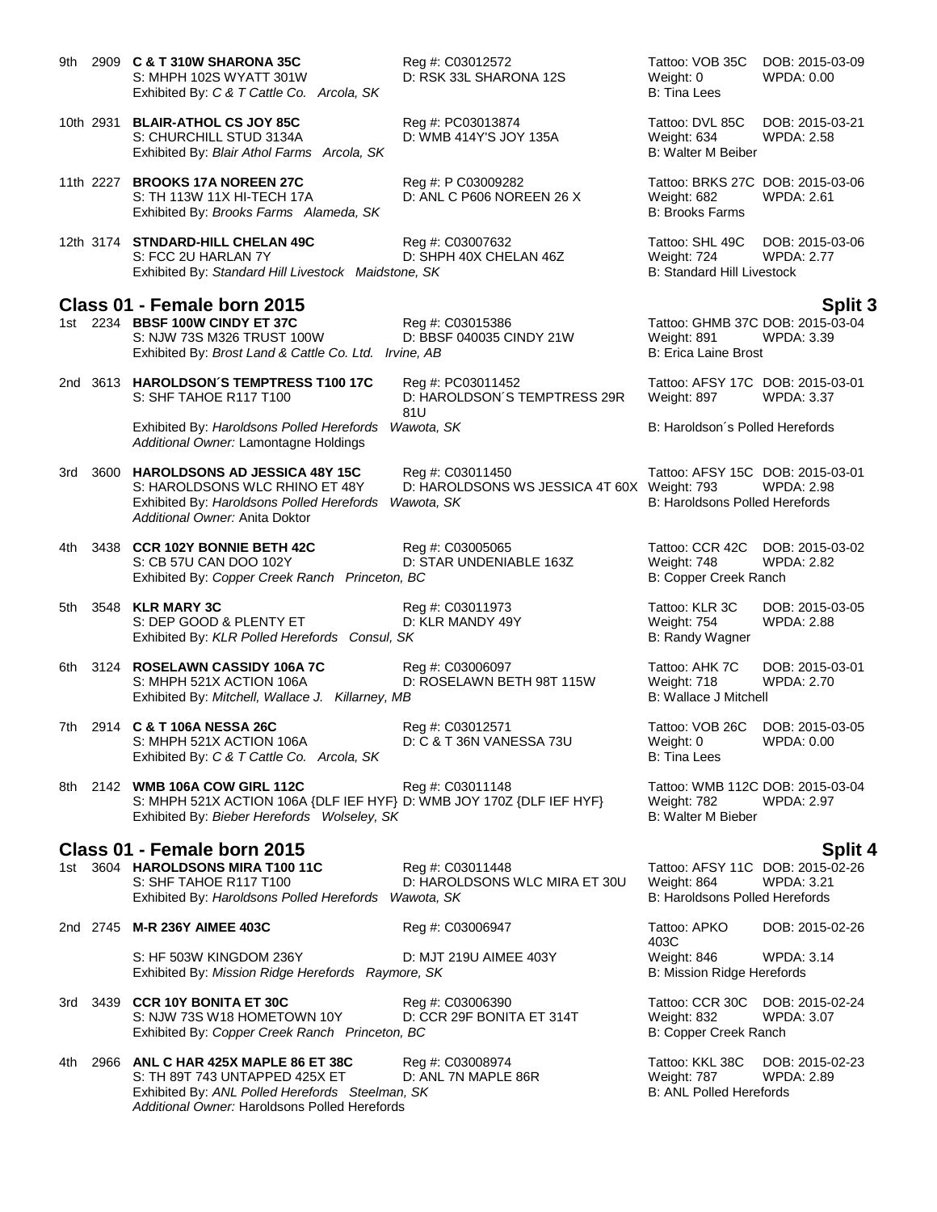9th 2909 **C & T 310W SHARONA 35C** Reg #: C03012572 Tattoo: VOB 35C DOB: 2015-03-09
S: MHPH 102S WYATT 301W D: RSK 33L SHARONA 12S Weight: 0 WPDA: 0.00
Exhibited By: *C & T Cattle Co. Arcola, SK* B: Tina Lees

10th 2931 **BLAIR-ATHOL CS JOY 85C** Reg #: PC03013874 Tattoo: DVL 85C DOB: 2015-03-21
S: CHURCHILL STUD 3134A D: WMB 414Y'S JOY 135A Weight: 634 WPDA: 2.58
Exhibited By: *Blair Athol Farms Arcola, SK* B: Walter M Beiber

11th 2227 **BROOKS 17A NOREEN 27C** Reg #: P C03009282 Tattoo: BRKS 27C DOB: 2015-03-06
S: TH 113W 11X HI-TECH 17A D: ANL C P606 NOREEN 26 X Weight: 682 WPDA: 2.61
Exhibited By: *Brooks Farms Alameda, SK* B: Brooks Farms

12th 3174 **STNDARD-HILL CHELAN 49C** Reg #: C03007632 Tattoo: SHL 49C DOB: 2015-03-06
S: FCC 2U HARLAN 7Y D: SHPH 40X CHELAN 46Z Weight: 724 WPDA: 2.77
Exhibited By: *Standard Hill Livestock Maidstone, SK* B: Standard Hill Livestock

## Class 01 - Female born 2015 — Split 3

1st 2234 **BBSF 100W CINDY ET 37C** Reg #: C03015386 Tattoo: GHMB 37C DOB: 2015-03-04
S: NJW 73S M326 TRUST 100W D: BBSF 040035 CINDY 21W Weight: 891 WPDA: 3.39
Exhibited By: *Brost Land & Cattle Co. Ltd. Irvine, AB* B: Erica Laine Brost

2nd 3613 **HAROLDSON´S TEMPTRESS T100 17C** Reg #: PC03011452 Tattoo: AFSY 17C DOB: 2015-03-01
S: SHF TAHOE R117 T100 D: HAROLDSON´S TEMPTRESS 29R 81U Weight: 897 WPDA: 3.37
Exhibited By: *Haroldsons Polled Herefords Wawota, SK* B: Haroldson´s Polled Herefords
*Additional Owner:* Lamontagne Holdings

3rd 3600 **HAROLDSONS AD JESSICA 48Y 15C** Reg #: C03011450 Tattoo: AFSY 15C DOB: 2015-03-01
S: HAROLDSONS WLC RHINO ET 48Y D: HAROLDSONS WS JESSICA 4T 60X Weight: 793 WPDA: 2.98
Exhibited By: *Haroldsons Polled Herefords Wawota, SK* B: Haroldsons Polled Herefords
*Additional Owner:* Anita Doktor

4th 3438 **CCR 102Y BONNIE BETH 42C** Reg #: C03005065 Tattoo: CCR 42C DOB: 2015-03-02
S: CB 57U CAN DOO 102Y D: STAR UNDENIABLE 163Z Weight: 748 WPDA: 2.82
Exhibited By: *Copper Creek Ranch Princeton, BC* B: Copper Creek Ranch

5th 3548 **KLR MARY 3C** Reg #: C03011973 Tattoo: KLR 3C DOB: 2015-03-05
S: DEP GOOD & PLENTY ET D: KLR MANDY 49Y Weight: 754 WPDA: 2.88
Exhibited By: *KLR Polled Herefords Consul, SK* B: Randy Wagner

6th 3124 **ROSELAWN CASSIDY 106A 7C** Reg #: C03006097 Tattoo: AHK 7C DOB: 2015-03-01
S: MHPH 521X ACTION 106A D: ROSELAWN BETH 98T 115W Weight: 718 WPDA: 2.70
Exhibited By: *Mitchell, Wallace J. Killarney, MB* B: Wallace J Mitchell

7th 2914 **C & T 106A NESSA 26C** Reg #: C03012571 Tattoo: VOB 26C DOB: 2015-03-05
S: MHPH 521X ACTION 106A D: C & T 36N VANESSA 73U Weight: 0 WPDA: 0.00
Exhibited By: *C & T Cattle Co. Arcola, SK* B: Tina Lees

8th 2142 **WMB 106A COW GIRL 112C** Reg #: C03011148 Tattoo: WMB 112C DOB: 2015-03-04
S: MHPH 521X ACTION 106A {DLF IEF HYF} D: WMB JOY 170Z {DLF IEF HYF} Weight: 782 WPDA: 2.97
Exhibited By: *Bieber Herefords Wolseley, SK* B: Walter M Bieber

## Class 01 - Female born 2015 — Split 4

1st 3604 **HAROLDSONS MIRA T100 11C** Reg #: C03011448 Tattoo: AFSY 11C DOB: 2015-02-26
S: SHF TAHOE R117 T100 D: HAROLDSONS WLC MIRA ET 30U Weight: 864 WPDA: 3.21
Exhibited By: *Haroldsons Polled Herefords Wawota, SK* B: Haroldsons Polled Herefords

2nd 2745 **M-R 236Y AIMEE 403C** Reg #: C03006947 Tattoo: APKO 403C DOB: 2015-02-26
S: HF 503W KINGDOM 236Y D: MJT 219U AIMEE 403Y Weight: 846 WPDA: 3.14
Exhibited By: *Mission Ridge Herefords Raymore, SK* B: Mission Ridge Herefords

3rd 3439 **CCR 10Y BONITA ET 30C** Reg #: C03006390 Tattoo: CCR 30C DOB: 2015-02-24
S: NJW 73S W18 HOMETOWN 10Y D: CCR 29F BONITA ET 314T Weight: 832 WPDA: 3.07
Exhibited By: *Copper Creek Ranch Princeton, BC* B: Copper Creek Ranch

4th 2966 **ANL C HAR 425X MAPLE 86 ET 38C** Reg #: C03008974 Tattoo: KKL 38C DOB: 2015-02-23
S: TH 89T 743 UNTAPPED 425X ET D: ANL 7N MAPLE 86R Weight: 787 WPDA: 2.89
Exhibited By: *ANL Polled Herefords Steelman, SK* B: ANL Polled Herefords
*Additional Owner:* Haroldsons Polled Herefords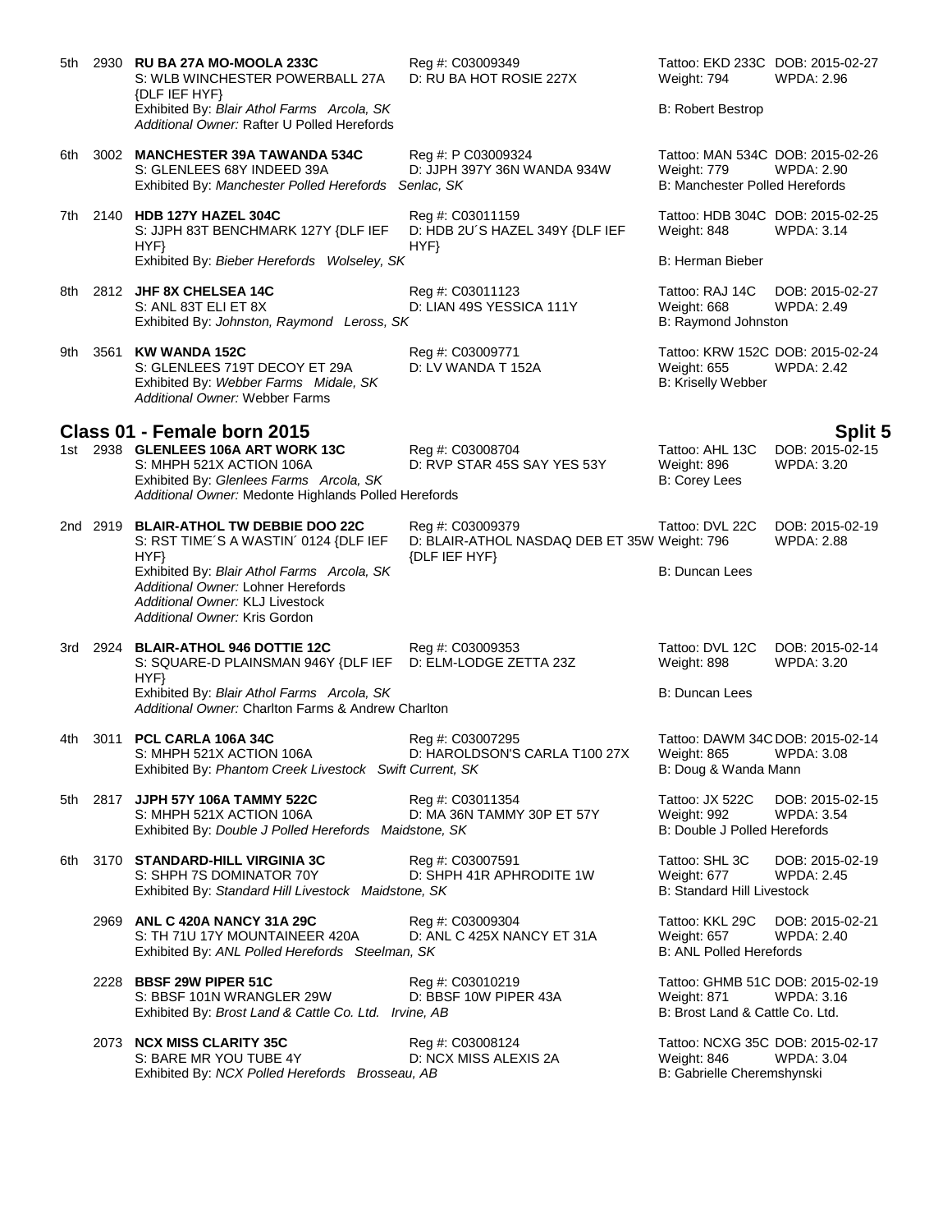5th 2930 **RU BA 27A MO-MOOLA 233C**
S: WLB WINCHESTER POWERBALL 27A {DLF IEF HYF}
Reg #: C03009349
D: RU BA HOT ROSIE 227X
Tattoo: EKD 233C DOB: 2015-02-27
Weight: 794 WPDA: 2.96
Exhibited By: *Blair Athol Farms Arcola, SK*
B: Robert Bestrop
*Additional Owner:* Rafter U Polled Herefords

6th 3002 **MANCHESTER 39A TAWANDA 534C**
S: GLENLEES 68Y INDEED 39A
Reg #: P C03009324
D: JJPH 397Y 36N WANDA 934W
Tattoo: MAN 534C DOB: 2015-02-26
Weight: 779 WPDA: 2.90
Exhibited By: *Manchester Polled Herefords Senlac, SK*
B: Manchester Polled Herefords

7th 2140 **HDB 127Y HAZEL 304C**
S: JJPH 83T BENCHMARK 127Y {DLF IEF HYF}
Reg #: C03011159
D: HDB 2U´S HAZEL 349Y {DLF IEF HYF}
Tattoo: HDB 304C DOB: 2015-02-25
Weight: 848 WPDA: 3.14
Exhibited By: *Bieber Herefords Wolseley, SK*
B: Herman Bieber

8th 2812 **JHF 8X CHELSEA 14C**
S: ANL 83T ELI ET 8X
Reg #: C03011123
D: LIAN 49S YESSICA 111Y
Tattoo: RAJ 14C DOB: 2015-02-27
Weight: 668 WPDA: 2.49
Exhibited By: *Johnston, Raymond Leross, SK*
B: Raymond Johnston

9th 3561 **KW WANDA 152C**
S: GLENLEES 719T DECOY ET 29A
Reg #: C03009771
D: LV WANDA T 152A
Tattoo: KRW 152C DOB: 2015-02-24
Weight: 655 WPDA: 2.42
Exhibited By: *Webber Farms Midale, SK*
B: Kriselly Webber
*Additional Owner:* Webber Farms

## Class 01 - Female born 2015 — Split 5

1st 2938 **GLENLEES 106A ART WORK 13C**
S: MHPH 521X ACTION 106A
Reg #: C03008704
D: RVP STAR 45S SAY YES 53Y
Tattoo: AHL 13C DOB: 2015-02-15
Weight: 896 WPDA: 3.20
Exhibited By: *Glenlees Farms Arcola, SK*
B: Corey Lees
*Additional Owner:* Medonte Highlands Polled Herefords

2nd 2919 **BLAIR-ATHOL TW DEBBIE DOO 22C**
S: RST TIME´S A WASTIN´ 0124 {DLF IEF HYF}
Reg #: C03009379
D: BLAIR-ATHOL NASDAQ DEB ET 35W {DLF IEF HYF}
Tattoo: DVL 22C DOB: 2015-02-19
Weight: 796 WPDA: 2.88
Exhibited By: *Blair Athol Farms Arcola, SK*
B: Duncan Lees
*Additional Owner:* Lohner Herefords
*Additional Owner:* KLJ Livestock
*Additional Owner:* Kris Gordon

3rd 2924 **BLAIR-ATHOL 946 DOTTIE 12C**
S: SQUARE-D PLAINSMAN 946Y {DLF IEF HYF}
Reg #: C03009353
D: ELM-LODGE ZETTA 23Z
Tattoo: DVL 12C DOB: 2015-02-14
Weight: 898 WPDA: 3.20
Exhibited By: *Blair Athol Farms Arcola, SK*
B: Duncan Lees
*Additional Owner:* Charlton Farms & Andrew Charlton

4th 3011 **PCL CARLA 106A 34C**
S: MHPH 521X ACTION 106A
Reg #: C03007295
D: HAROLDSON'S CARLA T100 27X
Tattoo: DAWM 34C DOB: 2015-02-14
Weight: 865 WPDA: 3.08
Exhibited By: *Phantom Creek Livestock Swift Current, SK*
B: Doug & Wanda Mann

5th 2817 **JJPH 57Y 106A TAMMY 522C**
S: MHPH 521X ACTION 106A
Reg #: C03011354
D: MA 36N TAMMY 30P ET 57Y
Tattoo: JX 522C DOB: 2015-02-15
Weight: 992 WPDA: 3.54
Exhibited By: *Double J Polled Herefords Maidstone, SK*
B: Double J Polled Herefords

6th 3170 **STANDARD-HILL VIRGINIA 3C**
S: SHPH 7S DOMINATOR 70Y
Reg #: C03007591
D: SHPH 41R APHRODITE 1W
Tattoo: SHL 3C DOB: 2015-02-19
Weight: 677 WPDA: 2.45
Exhibited By: *Standard Hill Livestock Maidstone, SK*
B: Standard Hill Livestock

2969 **ANL C 420A NANCY 31A 29C**
S: TH 71U 17Y MOUNTAINEER 420A
Reg #: C03009304
D: ANL C 425X NANCY ET 31A
Tattoo: KKL 29C DOB: 2015-02-21
Weight: 657 WPDA: 2.40
Exhibited By: *ANL Polled Herefords Steelman, SK*
B: ANL Polled Herefords

2228 **BBSF 29W PIPER 51C**
S: BBSF 101N WRANGLER 29W
Reg #: C03010219
D: BBSF 10W PIPER 43A
Tattoo: GHMB 51C DOB: 2015-02-19
Weight: 871 WPDA: 3.16
Exhibited By: *Brost Land & Cattle Co. Ltd. Irvine, AB*
B: Brost Land & Cattle Co. Ltd.

2073 **NCX MISS CLARITY 35C**
S: BARE MR YOU TUBE 4Y
Reg #: C03008124
D: NCX MISS ALEXIS 2A
Tattoo: NCXG 35C DOB: 2015-02-17
Weight: 846 WPDA: 3.04
Exhibited By: *NCX Polled Herefords Brosseau, AB*
B: Gabrielle Cheremshynski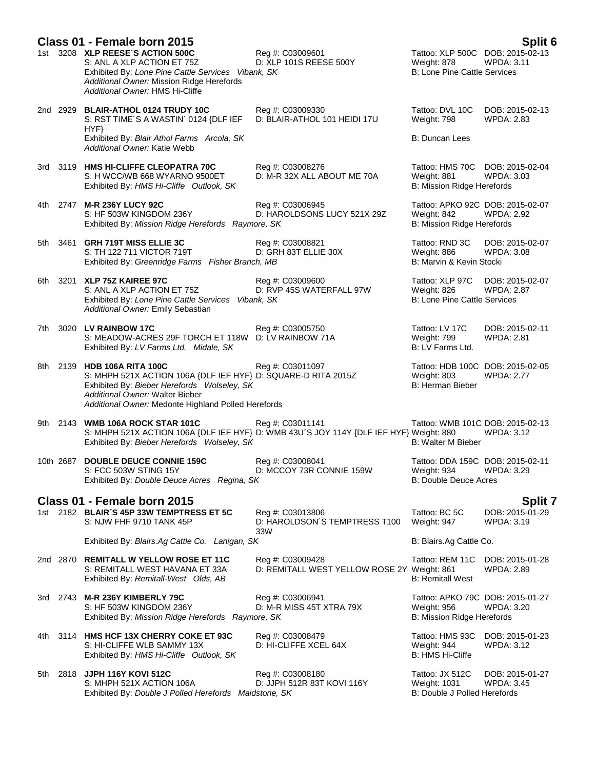## Class 01 - Female born 2015 — Split 6

1st 3208 **XLP REESE´S ACTION 500C** Reg #: C03009601 Tattoo: XLP 500C DOB: 2015-02-13
S: ANL A XLP ACTION ET 75Z D: XLP 101S REESE 500Y Weight: 878 WPDA: 3.11
Exhibited By: *Lone Pine Cattle Services Vibank, SK* B: Lone Pine Cattle Services
*Additional Owner:* Mission Ridge Herefords
*Additional Owner:* HMS Hi-Cliffe

2nd 2929 **BLAIR-ATHOL 0124 TRUDY 10C** Reg #: C03009330 Tattoo: DVL 10C DOB: 2015-02-13
S: RST TIME´S A WASTIN´ 0124 {DLF IEF HYF} D: BLAIR-ATHOL 101 HEIDI 17U Weight: 798 WPDA: 2.83
Exhibited By: *Blair Athol Farms Arcola, SK* B: Duncan Lees
*Additional Owner:* Katie Webb

3rd 3119 **HMS HI-CLIFFE CLEOPATRA 70C** Reg #: C03008276 Tattoo: HMS 70C DOB: 2015-02-04
S: H WCC/WB 668 WYARNO 9500ET D: M-R 32X ALL ABOUT ME 70A Weight: 881 WPDA: 3.03
Exhibited By: *HMS Hi-Cliffe Outlook, SK* B: Mission Ridge Herefords

4th 2747 **M-R 236Y LUCY 92C** Reg #: C03006945 Tattoo: APKO 92C DOB: 2015-02-07
S: HF 503W KINGDOM 236Y D: HAROLDSONS LUCY 521X 29Z Weight: 842 WPDA: 2.92
Exhibited By: *Mission Ridge Herefords Raymore, SK* B: Mission Ridge Herefords

5th 3461 **GRH 719T MISS ELLIE 3C** Reg #: C03008821 Tattoo: RND 3C DOB: 2015-02-07
S: TH 122 711 VICTOR 719T D: GRH 83T ELLIE 30X Weight: 886 WPDA: 3.08
Exhibited By: *Greenridge Farms Fisher Branch, MB* B: Marvin & Kevin Stocki

6th 3201 **XLP 75Z KAIREE 97C** Reg #: C03009600 Tattoo: XLP 97C DOB: 2015-02-07
S: ANL A XLP ACTION ET 75Z D: RVP 45S WATERFALL 97W Weight: 826 WPDA: 2.87
Exhibited By: *Lone Pine Cattle Services Vibank, SK* B: Lone Pine Cattle Services
*Additional Owner:* Emily Sebastian

7th 3020 **LV RAINBOW 17C** Reg #: C03005750 Tattoo: LV 17C DOB: 2015-02-11
S: MEADOW-ACRES 29F TORCH ET 118W D: LV RAINBOW 71A Weight: 799 WPDA: 2.81
Exhibited By: *LV Farms Ltd. Midale, SK* B: LV Farms Ltd.

8th 2139 **HDB 106A RITA 100C** Reg #: C03011097 Tattoo: HDB 100C DOB: 2015-02-05
S: MHPH 521X ACTION 106A {DLF IEF HYF} D: SQUARE-D RITA 2015Z Weight: 803 WPDA: 2.77
Exhibited By: *Bieber Herefords Wolseley, SK* B: Herman Bieber
*Additional Owner:* Walter Bieber
*Additional Owner:* Medonte Highland Polled Herefords

9th 2143 **WMB 106A ROCK STAR 101C** Reg #: C03011141 Tattoo: WMB 101C DOB: 2015-02-13
S: MHPH 521X ACTION 106A {DLF IEF HYF} D: WMB 43U´S JOY 114Y {DLF IEF HYF} Weight: 880 WPDA: 3.12
Exhibited By: *Bieber Herefords Wolseley, SK* B: Walter M Bieber

10th 2687 **DOUBLE DEUCE CONNIE 159C** Reg #: C03008041 Tattoo: DDA 159C DOB: 2015-02-11
S: FCC 503W STING 15Y D: MCCOY 73R CONNIE 159W Weight: 934 WPDA: 3.29
Exhibited By: *Double Deuce Acres Regina, SK* B: Double Deuce Acres

## Class 01 - Female born 2015 — Split 7

1st 2182 **BLAIR´S 45P 33W TEMPTRESS ET 5C** Reg #: C03013806 Tattoo: BC 5C DOB: 2015-01-29
S: NJW FHF 9710 TANK 45P D: HAROLDSON´S TEMPTRESS T100 33W Weight: 947 WPDA: 3.19
Exhibited By: *Blairs.Ag Cattle Co. Lanigan, SK* B: Blairs.Ag Cattle Co.

2nd 2870 **REMITALL W YELLOW ROSE ET 11C** Reg #: C03009428 Tattoo: REM 11C DOB: 2015-01-28
S: REMITALL WEST HAVANA ET 33A D: REMITALL WEST YELLOW ROSE 2Y Weight: 861 WPDA: 2.89
Exhibited By: *Remitall-West Olds, AB* B: Remitall West

3rd 2743 **M-R 236Y KIMBERLY 79C** Reg #: C03006941 Tattoo: APKO 79C DOB: 2015-01-27
S: HF 503W KINGDOM 236Y D: M-R MISS 45T XTRA 79X Weight: 956 WPDA: 3.20
Exhibited By: *Mission Ridge Herefords Raymore, SK* B: Mission Ridge Herefords

4th 3114 **HMS HCF 13X CHERRY COKE ET 93C** Reg #: C03008479 Tattoo: HMS 93C DOB: 2015-01-23
S: HI-CLIFFE WLB SAMMY 13X D: HI-CLIFFE XCEL 64X Weight: 944 WPDA: 3.12
Exhibited By: *HMS Hi-Cliffe Outlook, SK* B: HMS Hi-Cliffe

5th 2818 **JJPH 116Y KOVI 512C** Reg #: C03008180 Tattoo: JX 512C DOB: 2015-01-27
S: MHPH 521X ACTION 106A D: JJPH 512R 83T KOVI 116Y Weight: 1031 WPDA: 3.45
Exhibited By: *Double J Polled Herefords Maidstone, SK* B: Double J Polled Herefords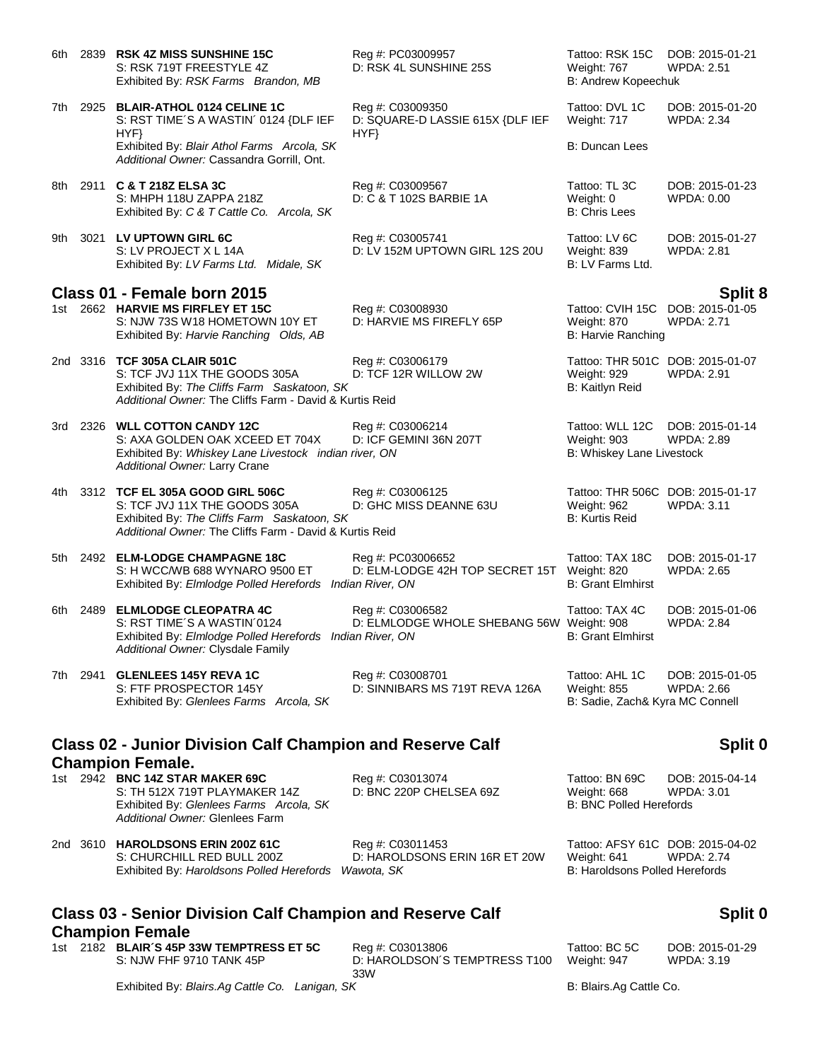6th 2839 **RSK 4Z MISS SUNSHINE 15C** Reg #: PC03009957 Tattoo: RSK 15C DOB: 2015-01-21
S: RSK 719T FREESTYLE 4Z D: RSK 4L SUNSHINE 25S Weight: 767 WPDA: 2.51
Exhibited By: *RSK Farms Brandon, MB* B: Andrew Kopeechuk

7th 2925 **BLAIR-ATHOL 0124 CELINE 1C** Reg #: C03009350 Tattoo: DVL 1C DOB: 2015-01-20
S: RST TIME´S A WASTIN´ 0124 {DLF IEF HYF} D: SQUARE-D LASSIE 615X {DLF IEF HYF} Weight: 717 WPDA: 2.34
Exhibited By: *Blair Athol Farms Arcola, SK* B: Duncan Lees
*Additional Owner:* Cassandra Gorrill, Ont.

8th 2911 **C & T 218Z ELSA 3C** Reg #: C03009567 Tattoo: TL 3C DOB: 2015-01-23
S: MHPH 118U ZAPPA 218Z D: C & T 102S BARBIE 1A Weight: 0 WPDA: 0.00
Exhibited By: *C & T Cattle Co. Arcola, SK* B: Chris Lees

9th 3021 **LV UPTOWN GIRL 6C** Reg #: C03005741 Tattoo: LV 6C DOB: 2015-01-27
S: LV PROJECT X L 14A D: LV 152M UPTOWN GIRL 12S 20U Weight: 839 WPDA: 2.81
Exhibited By: *LV Farms Ltd. Midale, SK* B: LV Farms Ltd.

## Class 01 - Female born 2015 — Split 8

1st 2662 **HARVIE MS FIRFLEY ET 15C** Reg #: C03008930 Tattoo: CVIH 15C DOB: 2015-01-05
S: NJW 73S W18 HOMETOWN 10Y ET D: HARVIE MS FIREFLY 65P Weight: 870 WPDA: 2.71
Exhibited By: *Harvie Ranching Olds, AB* B: Harvie Ranching

2nd 3316 **TCF 305A CLAIR 501C** Reg #: C03006179 Tattoo: THR 501C DOB: 2015-01-07
S: TCF JVJ 11X THE GOODS 305A D: TCF 12R WILLOW 2W Weight: 929 WPDA: 2.91
Exhibited By: *The Cliffs Farm Saskatoon, SK* B: Kaitlyn Reid
*Additional Owner:* The Cliffs Farm - David & Kurtis Reid

3rd 2326 **WLL COTTON CANDY 12C** Reg #: C03006214 Tattoo: WLL 12C DOB: 2015-01-14
S: AXA GOLDEN OAK XCEED ET 704X D: ICF GEMINI 36N 207T Weight: 903 WPDA: 2.89
Exhibited By: *Whiskey Lane Livestock indian river, ON* B: Whiskey Lane Livestock
*Additional Owner:* Larry Crane

4th 3312 **TCF EL 305A GOOD GIRL 506C** Reg #: C03006125 Tattoo: THR 506C DOB: 2015-01-17
S: TCF JVJ 11X THE GOODS 305A D: GHC MISS DEANNE 63U Weight: 962 WPDA: 3.11
Exhibited By: *The Cliffs Farm Saskatoon, SK* B: Kurtis Reid
*Additional Owner:* The Cliffs Farm - David & Kurtis Reid

5th 2492 **ELM-LODGE CHAMPAGNE 18C** Reg #: PC03006652 Tattoo: TAX 18C DOB: 2015-01-17
S: H WCC/WB 688 WYNARO 9500 ET D: ELM-LODGE 42H TOP SECRET 15T Weight: 820 WPDA: 2.65
Exhibited By: *Elmlodge Polled Herefords Indian River, ON* B: Grant Elmhirst

6th 2489 **ELMLODGE CLEOPATRA 4C** Reg #: C03006582 Tattoo: TAX 4C DOB: 2015-01-06
S: RST TIME´S A WASTIN´0124 D: ELMLODGE WHOLE SHEBANG 56W Weight: 908 WPDA: 2.84
Exhibited By: *Elmlodge Polled Herefords Indian River, ON* B: Grant Elmhirst
*Additional Owner:* Clysdale Family

7th 2941 **GLENLEES 145Y REVA 1C** Reg #: C03008701 Tattoo: AHL 1C DOB: 2015-01-05
S: FTF PROSPECTOR 145Y D: SINNIBARS MS 719T REVA 126A Weight: 855 WPDA: 2.66
Exhibited By: *Glenlees Farms Arcola, SK* B: Sadie, Zach& Kyra MC Connell

## Class 02 - Junior Division Calf Champion and Reserve Calf Champion Female. — Split 0

1st 2942 **BNC 14Z STAR MAKER 69C** Reg #: C03013074 Tattoo: BN 69C DOB: 2015-04-14
S: TH 512X 719T PLAYMAKER 14Z D: BNC 220P CHELSEA 69Z Weight: 668 WPDA: 3.01
Exhibited By: *Glenlees Farms Arcola, SK* B: BNC Polled Herefords
*Additional Owner:* Glenlees Farm

2nd 3610 **HAROLDSONS ERIN 200Z 61C** Reg #: C03011453 Tattoo: AFSY 61C DOB: 2015-04-02
S: CHURCHILL RED BULL 200Z D: HAROLDSONS ERIN 16R ET 20W Weight: 641 WPDA: 2.74
Exhibited By: *Haroldsons Polled Herefords Wawota, SK* B: Haroldsons Polled Herefords

## Class 03 - Senior Division Calf Champion and Reserve Calf Champion Female — Split 0

1st 2182 **BLAIR´S 45P 33W TEMPTRESS ET 5C** Reg #: C03013806 Tattoo: BC 5C DOB: 2015-01-29
S: NJW FHF 9710 TANK 45P D: HAROLDSON´S TEMPTRESS T100 33W Weight: 947 WPDA: 3.19
Exhibited By: *Blairs.Ag Cattle Co. Lanigan, SK* B: Blairs.Ag Cattle Co.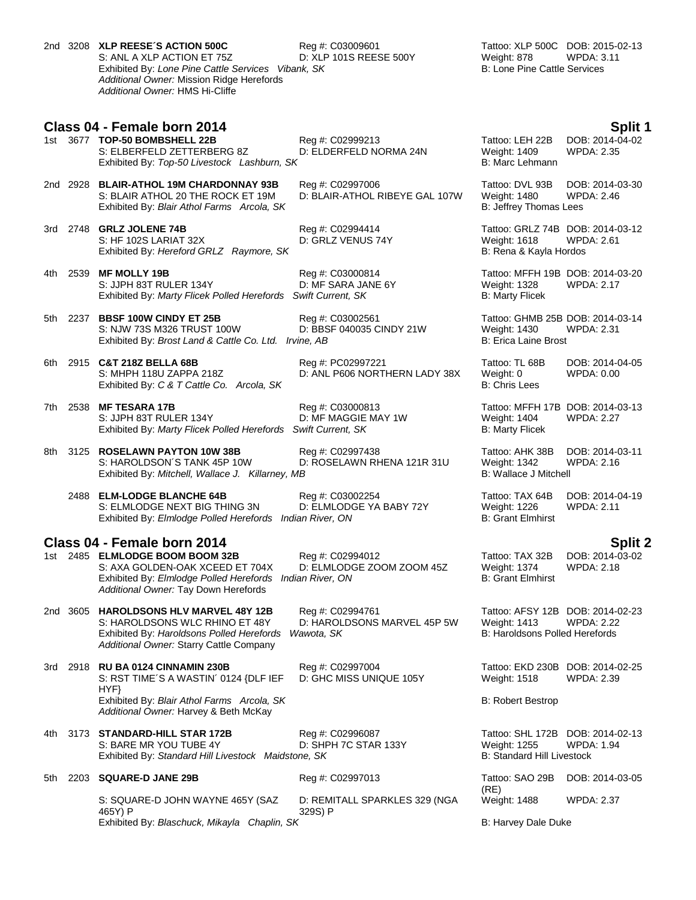2nd 3208 **XLP REESE´S ACTION 500C** Reg #: C03009601 Tattoo: XLP 500C DOB: 2015-02-13
S: ANL A XLP ACTION ET 75Z D: XLP 101S REESE 500Y Weight: 878 WPDA: 3.11
Exhibited By: *Lone Pine Cattle Services Vibank, SK* B: Lone Pine Cattle Services
*Additional Owner:* Mission Ridge Herefords
*Additional Owner:* HMS Hi-Cliffe

## Class 04 - Female born 2014 — Split 1

1st 3677 **TOP-50 BOMBSHELL 22B** Reg #: C02999213 Tattoo: LEH 22B DOB: 2014-04-02
S: ELBERFELD ZETTERBERG 8Z D: ELDERFELD NORMA 24N Weight: 1409 WPDA: 2.35
Exhibited By: *Top-50 Livestock Lashburn, SK* B: Marc Lehmann

2nd 2928 **BLAIR-ATHOL 19M CHARDONNAY 93B** Reg #: C02997006 Tattoo: DVL 93B DOB: 2014-03-30
S: BLAIR ATHOL 20 THE ROCK ET 19M D: BLAIR-ATHOL RIBEYE GAL 107W Weight: 1480 WPDA: 2.46
Exhibited By: *Blair Athol Farms Arcola, SK* B: Jeffrey Thomas Lees

3rd 2748 **GRLZ JOLENE 74B** Reg #: C02994414 Tattoo: GRLZ 74B DOB: 2014-03-12
S: HF 102S LARIAT 32X D: GRLZ VENUS 74Y Weight: 1618 WPDA: 2.61
Exhibited By: *Hereford GRLZ Raymore, SK* B: Rena & Kayla Hordos

4th 2539 **MF MOLLY 19B** Reg #: C03000814 Tattoo: MFFH 19B DOB: 2014-03-20
S: JJPH 83T RULER 134Y D: MF SARA JANE 6Y Weight: 1328 WPDA: 2.17
Exhibited By: *Marty Flicek Polled Herefords Swift Current, SK* B: Marty Flicek

5th 2237 **BBSF 100W CINDY ET 25B** Reg #: C03002561 Tattoo: GHMB 25B DOB: 2014-03-14
S: NJW 73S M326 TRUST 100W D: BBSF 040035 CINDY 21W Weight: 1430 WPDA: 2.31
Exhibited By: *Brost Land & Cattle Co. Ltd. Irvine, AB* B: Erica Laine Brost

6th 2915 **C&T 218Z BELLA 68B** Reg #: PC02997221 Tattoo: TL 68B DOB: 2014-04-05
S: MHPH 118U ZAPPA 218Z D: ANL P606 NORTHERN LADY 38X Weight: 0 WPDA: 0.00
Exhibited By: *C & T Cattle Co. Arcola, SK* B: Chris Lees

7th 2538 **MF TESARA 17B** Reg #: C03000813 Tattoo: MFFH 17B DOB: 2014-03-13
S: JJPH 83T RULER 134Y D: MF MAGGIE MAY 1W Weight: 1404 WPDA: 2.27
Exhibited By: *Marty Flicek Polled Herefords Swift Current, SK* B: Marty Flicek

8th 3125 **ROSELAWN PAYTON 10W 38B** Reg #: C02997438 Tattoo: AHK 38B DOB: 2014-03-11
S: HAROLDSON´S TANK 45P 10W D: ROSELAWN RHENA 121R 31U Weight: 1342 WPDA: 2.16
Exhibited By: *Mitchell, Wallace J. Killarney, MB* B: Wallace J Mitchell

2488 **ELM-LODGE BLANCHE 64B** Reg #: C03002254 Tattoo: TAX 64B DOB: 2014-04-19
S: ELMLODGE NEXT BIG THING 3N D: ELMLODGE YA BABY 72Y Weight: 1226 WPDA: 2.11
Exhibited By: *Elmlodge Polled Herefords Indian River, ON* B: Grant Elmhirst

## Class 04 - Female born 2014 — Split 2

1st 2485 **ELMLODGE BOOM BOOM 32B** Reg #: C02994012 Tattoo: TAX 32B DOB: 2014-03-02
S: AXA GOLDEN-OAK XCEED ET 704X D: ELMLODGE ZOOM ZOOM 45Z Weight: 1374 WPDA: 2.18
Exhibited By: *Elmlodge Polled Herefords Indian River, ON* B: Grant Elmhirst
*Additional Owner:* Tay Down Herefords

2nd 3605 **HAROLDSONS HLV MARVEL 48Y 12B** Reg #: C02994761 Tattoo: AFSY 12B DOB: 2014-02-23
S: HAROLDSONS WLC RHINO ET 48Y D: HAROLDSONS MARVEL 45P 5W Weight: 1413 WPDA: 2.22
Exhibited By: *Haroldsons Polled Herefords Wawota, SK* B: Haroldsons Polled Herefords
*Additional Owner:* Starry Cattle Company

3rd 2918 **RU BA 0124 CINNAMIN 230B** Reg #: C02997004 Tattoo: EKD 230B DOB: 2014-02-25
S: RST TIME´S A WASTIN´ 0124 {DLF IEF HYF} D: GHC MISS UNIQUE 105Y Weight: 1518 WPDA: 2.39
Exhibited By: *Blair Athol Farms Arcola, SK* B: Robert Bestrop
*Additional Owner:* Harvey & Beth McKay

4th 3173 **STANDARD-HILL STAR 172B** Reg #: C02996087 Tattoo: SHL 172B DOB: 2014-02-13
S: BARE MR YOU TUBE 4Y D: SHPH 7C STAR 133Y Weight: 1255 WPDA: 1.94
Exhibited By: *Standard Hill Livestock Maidstone, SK* B: Standard Hill Livestock

5th 2203 **SQUARE-D JANE 29B** Reg #: C02997013 Tattoo: SAO 29B (RE) DOB: 2014-03-05
S: SQUARE-D JOHN WAYNE 465Y (SAZ 465Y) P D: REMITALL SPARKLES 329 (NGA 329S) P Weight: 1488 WPDA: 2.37
Exhibited By: *Blaschuck, Mikayla Chaplin, SK* B: Harvey Dale Duke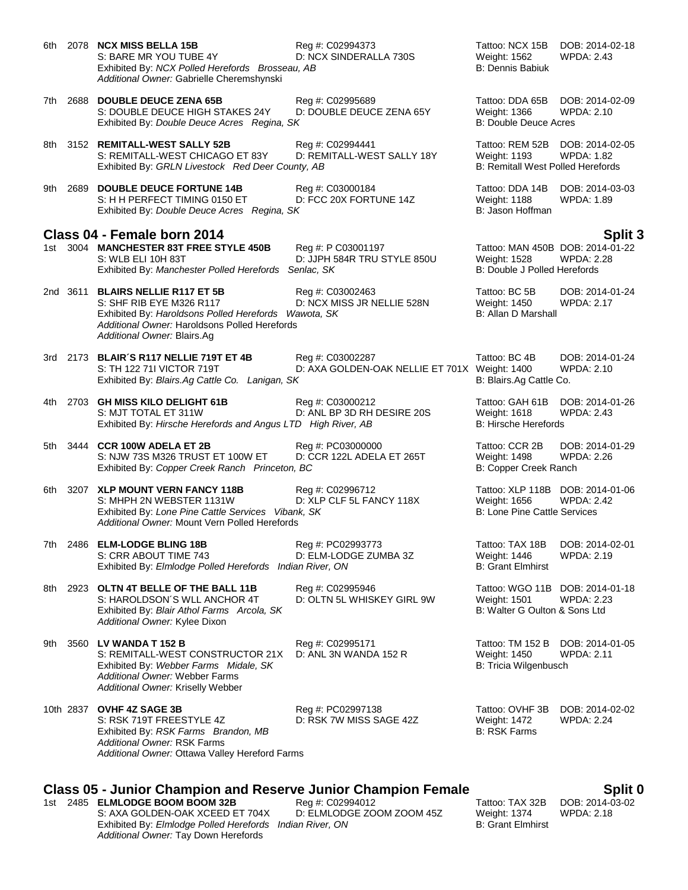6th 2078 **NCX MISS BELLA 15B** Reg #: C02994373 Tattoo: NCX 15B DOB: 2014-02-18
S: BARE MR YOU TUBE 4Y D: NCX SINDERALLA 730S Weight: 1562 WPDA: 2.43
Exhibited By: *NCX Polled Herefords Brosseau, AB* B: Dennis Babiuk
*Additional Owner:* Gabrielle Cheremshynski

7th 2688 **DOUBLE DEUCE ZENA 65B** Reg #: C02995689 Tattoo: DDA 65B DOB: 2014-02-09
S: DOUBLE DEUCE HIGH STAKES 24Y D: DOUBLE DEUCE ZENA 65Y Weight: 1366 WPDA: 2.10
Exhibited By: *Double Deuce Acres Regina, SK* B: Double Deuce Acres

8th 3152 **REMITALL-WEST SALLY 52B** Reg #: C02994441 Tattoo: REM 52B DOB: 2014-02-05
S: REMITALL-WEST CHICAGO ET 83Y D: REMITALL-WEST SALLY 18Y Weight: 1193 WPDA: 1.82
Exhibited By: *GRLN Livestock Red Deer County, AB* B: Remitall West Polled Herefords

9th 2689 **DOUBLE DEUCE FORTUNE 14B** Reg #: C03000184 Tattoo: DDA 14B DOB: 2014-03-03
S: H H PERFECT TIMING 0150 ET D: FCC 20X FORTUNE 14Z Weight: 1188 WPDA: 1.89
Exhibited By: *Double Deuce Acres Regina, SK* B: Jason Hoffman

## Class 04 - Female born 2014 Split 3

1st 3004 **MANCHESTER 83T FREE STYLE 450B** Reg #: P C03001197 Tattoo: MAN 450B DOB: 2014-01-22
S: WLB ELI 10H 83T D: JJPH 584R TRU STYLE 850U Weight: 1528 WPDA: 2.28
Exhibited By: *Manchester Polled Herefords Senlac, SK* B: Double J Polled Herefords

2nd 3611 **BLAIRS NELLIE R117 ET 5B** Reg #: C03002463 Tattoo: BC 5B DOB: 2014-01-24
S: SHF RIB EYE M326 R117 D: NCX MISS JR NELLIE 528N Weight: 1450 WPDA: 2.17
Exhibited By: *Haroldsons Polled Herefords Wawota, SK* B: Allan D Marshall
*Additional Owner:* Haroldsons Polled Herefords
*Additional Owner:* Blairs.Ag

3rd 2173 **BLAIR´S R117 NELLIE 719T ET 4B** Reg #: C03002287 Tattoo: BC 4B DOB: 2014-01-24
S: TH 122 71I VICTOR 719T D: AXA GOLDEN-OAK NELLIE ET 701X Weight: 1400 WPDA: 2.10
Exhibited By: *Blairs.Ag Cattle Co. Lanigan, SK* B: Blairs.Ag Cattle Co.

4th 2703 **GH MISS KILO DELIGHT 61B** Reg #: C03000212 Tattoo: GAH 61B DOB: 2014-01-26
S: MJT TOTAL ET 311W D: ANL BP 3D RH DESIRE 20S Weight: 1618 WPDA: 2.43
Exhibited By: *Hirsche Herefords and Angus LTD High River, AB* B: Hirsche Herefords

5th 3444 **CCR 100W ADELA ET 2B** Reg #: PC03000000 Tattoo: CCR 2B DOB: 2014-01-29
S: NJW 73S M326 TRUST ET 100W ET D: CCR 122L ADELA ET 265T Weight: 1498 WPDA: 2.26
Exhibited By: *Copper Creek Ranch Princeton, BC* B: Copper Creek Ranch

6th 3207 **XLP MOUNT VERN FANCY 118B** Reg #: C02996712 Tattoo: XLP 118B DOB: 2014-01-06
S: MHPH 2N WEBSTER 1131W D: XLP CLF 5L FANCY 118X Weight: 1656 WPDA: 2.42
Exhibited By: *Lone Pine Cattle Services Vibank, SK* B: Lone Pine Cattle Services
*Additional Owner:* Mount Vern Polled Herefords

7th 2486 **ELM-LODGE BLING 18B** Reg #: PC02993773 Tattoo: TAX 18B DOB: 2014-02-01
S: CRR ABOUT TIME 743 D: ELM-LODGE ZUMBA 3Z Weight: 1446 WPDA: 2.19
Exhibited By: *Elmlodge Polled Herefords Indian River, ON* B: Grant Elmhirst

8th 2923 **OLTN 4T BELLE OF THE BALL 11B** Reg #: C02995946 Tattoo: WGO 11B DOB: 2014-01-18
S: HAROLDSON´S WLL ANCHOR 4T D: OLTN 5L WHISKEY GIRL 9W Weight: 1501 WPDA: 2.23
Exhibited By: *Blair Athol Farms Arcola, SK* B: Walter G Oulton & Sons Ltd
*Additional Owner:* Kylee Dixon

9th 3560 **LV WANDA T 152 B** Reg #: C02995171 Tattoo: TM 152 B DOB: 2014-01-05
S: REMITALL-WEST CONSTRUCTOR 21X D: ANL 3N WANDA 152 R Weight: 1450 WPDA: 2.11
Exhibited By: *Webber Farms Midale, SK* B: Tricia Wilgenbusch
*Additional Owner:* Webber Farms
*Additional Owner:* Kriselly Webber

10th 2837 **OVHF 4Z SAGE 3B** Reg #: PC02997138 Tattoo: OVHF 3B DOB: 2014-02-02
S: RSK 719T FREESTYLE 4Z D: RSK 7W MISS SAGE 42Z Weight: 1472 WPDA: 2.24
Exhibited By: *RSK Farms Brandon, MB* B: RSK Farms
*Additional Owner:* RSK Farms
*Additional Owner:* Ottawa Valley Hereford Farms

## Class 05 - Junior Champion and Reserve Junior Champion Female Split 0

1st 2485 **ELMLODGE BOOM BOOM 32B** Reg #: C02994012 Tattoo: TAX 32B DOB: 2014-03-02
S: AXA GOLDEN-OAK XCEED ET 704X D: ELMLODGE ZOOM ZOOM 45Z Weight: 1374 WPDA: 2.18
Exhibited By: *Elmlodge Polled Herefords Indian River, ON* B: Grant Elmhirst
*Additional Owner:* Tay Down Herefords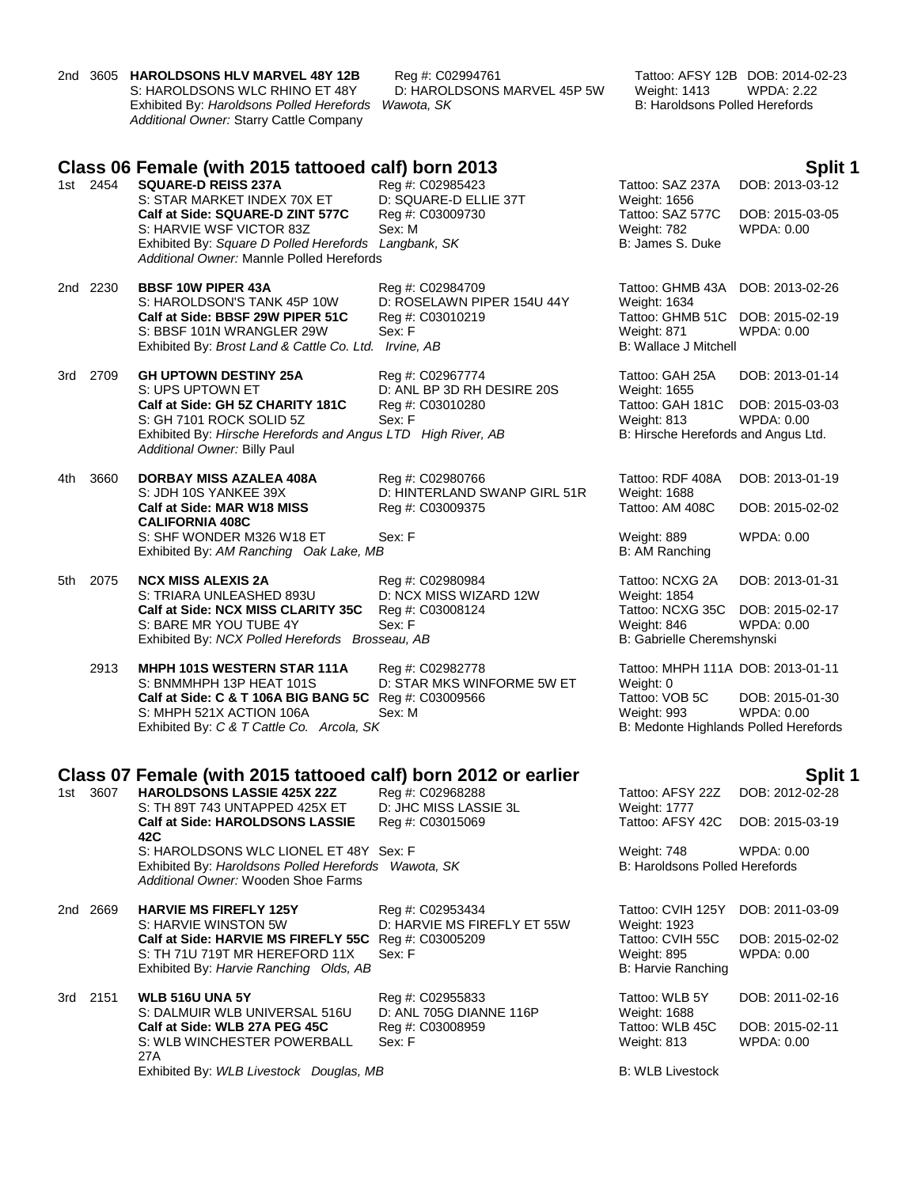2nd 3605 **HAROLDSONS HLV MARVEL 48Y 12B** Reg #: C02994761 Tattoo: AFSY 12B DOB: 2014-02-23
S: HAROLDSONS WLC RHINO ET 48Y D: HAROLDSONS MARVEL 45P 5W Weight: 1413 WPDA: 2.22
Exhibited By: *Haroldsons Polled Herefords Wawota, SK* B: Haroldsons Polled Herefords
*Additional Owner:* Starry Cattle Company

## Class 06 Female (with 2015 tattooed calf) born 2013 — Split 1

1st 2454 **SQUARE-D REISS 237A** Reg #: C02985423 Tattoo: SAZ 237A DOB: 2013-03-12
S: STAR MARKET INDEX 70X ET D: SQUARE-D ELLIE 37T Weight: 1656
**Calf at Side: SQUARE-D ZINT 577C** Reg #: C03009730 Tattoo: SAZ 577C DOB: 2015-03-05
S: HARVIE WSF VICTOR 83Z Sex: M Weight: 782 WPDA: 0.00
Exhibited By: *Square D Polled Herefords Langbank, SK* B: James S. Duke
*Additional Owner:* Mannle Polled Herefords

2nd 2230 **BBSF 10W PIPER 43A** Reg #: C02984709 Tattoo: GHMB 43A DOB: 2013-02-26
S: HAROLDSON'S TANK 45P 10W D: ROSELAWN PIPER 154U 44Y Weight: 1634
**Calf at Side: BBSF 29W PIPER 51C** Reg #: C03010219 Tattoo: GHMB 51C DOB: 2015-02-19
S: BBSF 101N WRANGLER 29W Sex: F Weight: 871 WPDA: 0.00
Exhibited By: *Brost Land & Cattle Co. Ltd. Irvine, AB* B: Wallace J Mitchell

3rd 2709 **GH UPTOWN DESTINY 25A** Reg #: C02967774 Tattoo: GAH 25A DOB: 2013-01-14
S: UPS UPTOWN ET D: ANL BP 3D RH DESIRE 20S Weight: 1655
**Calf at Side: GH 5Z CHARITY 181C** Reg #: C03010280 Tattoo: GAH 181C DOB: 2015-03-03
S: GH 7101 ROCK SOLID 5Z Sex: F Weight: 813 WPDA: 0.00
Exhibited By: *Hirsche Herefords and Angus LTD High River, AB* B: Hirsche Herefords and Angus Ltd.
*Additional Owner:* Billy Paul

4th 3660 **DORBAY MISS AZALEA 408A** Reg #: C02980766 Tattoo: RDF 408A DOB: 2013-01-19
S: JDH 10S YANKEE 39X D: HINTERLAND SWANP GIRL 51R Weight: 1688
**Calf at Side: MAR W18 MISS CALIFORNIA 408C** Reg #: C03009375 Tattoo: AM 408C DOB: 2015-02-02
S: SHF WONDER M326 W18 ET Sex: F Weight: 889 WPDA: 0.00
Exhibited By: *AM Ranching Oak Lake, MB* B: AM Ranching

5th 2075 **NCX MISS ALEXIS 2A** Reg #: C02980984 Tattoo: NCXG 2A DOB: 2013-01-31
S: TRIARA UNLEASHED 893U D: NCX MISS WIZARD 12W Weight: 1854
**Calf at Side: NCX MISS CLARITY 35C** Reg #: C03008124 Tattoo: NCXG 35C DOB: 2015-02-17
S: BARE MR YOU TUBE 4Y Sex: F Weight: 846 WPDA: 0.00
Exhibited By: *NCX Polled Herefords Brosseau, AB* B: Gabrielle Cheremshynski

2913 **MHPH 101S WESTERN STAR 111A** Reg #: C02982778 Tattoo: MHPH 111A DOB: 2013-01-11
S: BNMMHPH 13P HEAT 101S D: STAR MKS WINFORME 5W ET Weight: 0
**Calf at Side: C & T 106A BIG BANG 5C** Reg #: C03009566 Tattoo: VOB 5C DOB: 2015-01-30
S: MHPH 521X ACTION 106A Sex: M Weight: 993 WPDA: 0.00
Exhibited By: *C & T Cattle Co. Arcola, SK* B: Medonte Highlands Polled Herefords

## Class 07 Female (with 2015 tattooed calf) born 2012 or earlier — Split 1

1st 3607 **HAROLDSONS LASSIE 425X 22Z** Reg #: C02968288 Tattoo: AFSY 22Z DOB: 2012-02-28
S: TH 89T 743 UNTAPPED 425X ET D: JHC MISS LASSIE 3L Weight: 1777
**Calf at Side: HAROLDSONS LASSIE 42C** Reg #: C03015069 Tattoo: AFSY 42C DOB: 2015-03-19
S: HAROLDSONS WLC LIONEL ET 48Y Sex: F Weight: 748 WPDA: 0.00
Exhibited By: *Haroldsons Polled Herefords Wawota, SK* B: Haroldsons Polled Herefords
*Additional Owner:* Wooden Shoe Farms

2nd 2669 **HARVIE MS FIREFLY 125Y** Reg #: C02953434 Tattoo: CVIH 125Y DOB: 2011-03-09
S: HARVIE WINSTON 5W D: HARVIE MS FIREFLY ET 55W Weight: 1923
**Calf at Side: HARVIE MS FIREFLY 55C** Reg #: C03005209 Tattoo: CVIH 55C DOB: 2015-02-02
S: TH 71U 719T MR HEREFORD 11X Sex: F Weight: 895 WPDA: 0.00
Exhibited By: *Harvie Ranching Olds, AB* B: Harvie Ranching

3rd 2151 **WLB 516U UNA 5Y** Reg #: C02955833 Tattoo: WLB 5Y DOB: 2011-02-16
S: DALMUIR WLB UNIVERSAL 516U D: ANL 705G DIANNE 116P Weight: 1688
**Calf at Side: WLB 27A PEG 45C** Reg #: C03008959 Tattoo: WLB 45C DOB: 2015-02-11
S: WLB WINCHESTER POWERBALL 27A Sex: F Weight: 813 WPDA: 0.00
Exhibited By: *WLB Livestock Douglas, MB* B: WLB Livestock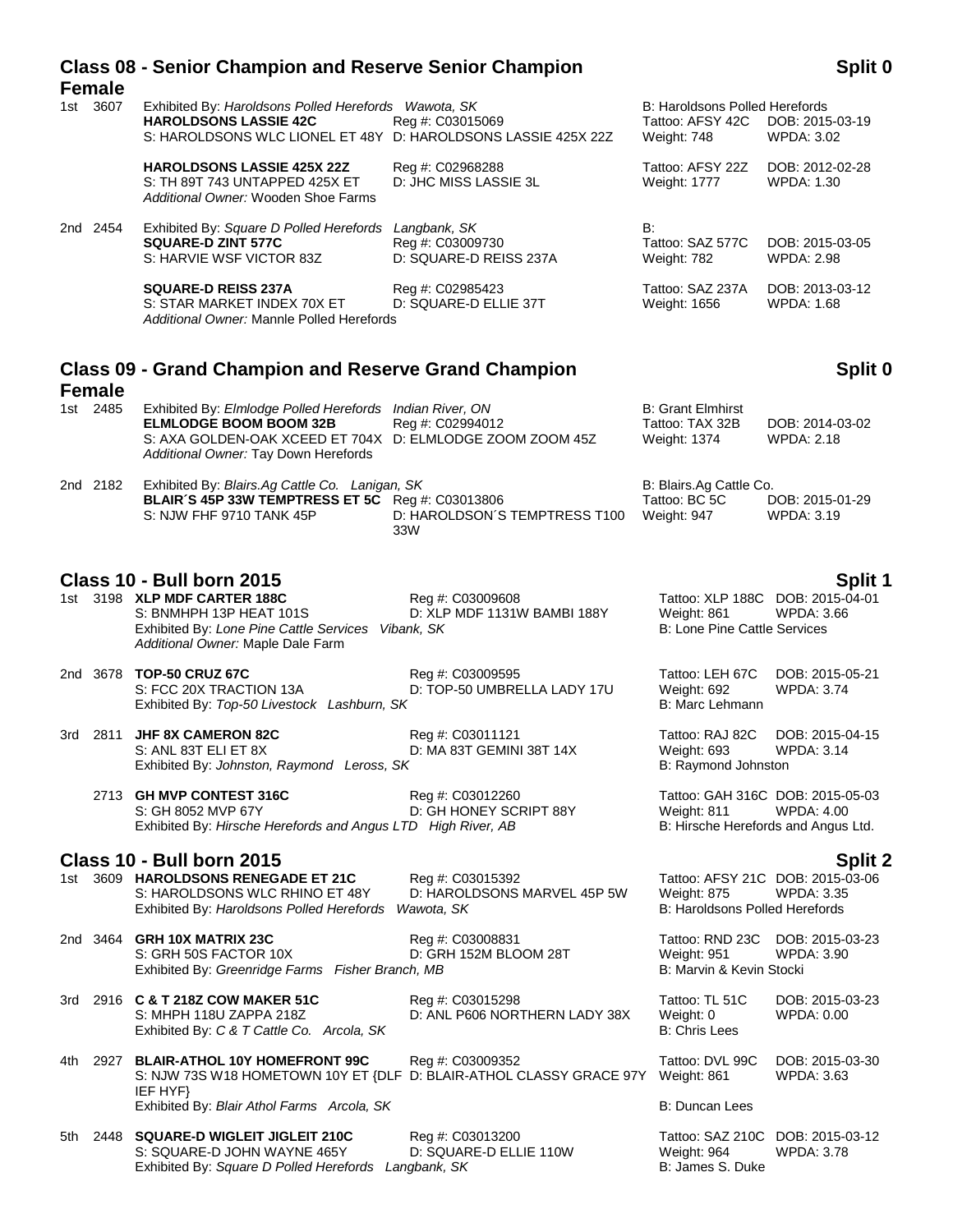## Class 08 - Senior Champion and Reserve Senior Champion Female — Split 0

1st 3607 Exhibited By: *Haroldsons Polled Herefords Wawota, SK* — B: Haroldsons Polled Herefords
**HAROLDSONS LASSIE 42C** Reg #: C03015069 Tattoo: AFSY 42C DOB: 2015-03-19
S: HAROLDSONS WLC LIONEL ET 48Y D: HAROLDSONS LASSIE 425X 22Z Weight: 748 WPDA: 3.02

**HAROLDSONS LASSIE 425X 22Z** Reg #: C02968288 Tattoo: AFSY 22Z DOB: 2012-02-28
S: TH 89T 743 UNTAPPED 425X ET D: JHC MISS LASSIE 3L Weight: 1777 WPDA: 1.30
*Additional Owner:* Wooden Shoe Farms

2nd 2454 Exhibited By: *Square D Polled Herefords Langbank, SK* — B:
**SQUARE-D ZINT 577C** Reg #: C03009730 Tattoo: SAZ 577C DOB: 2015-03-05
S: HARVIE WSF VICTOR 83Z D: SQUARE-D REISS 237A Weight: 782 WPDA: 2.98

**SQUARE-D REISS 237A** Reg #: C02985423 Tattoo: SAZ 237A DOB: 2013-03-12
S: STAR MARKET INDEX 70X ET D: SQUARE-D ELLIE 37T Weight: 1656 WPDA: 1.68
*Additional Owner:* Mannle Polled Herefords

## Class 09 - Grand Champion and Reserve Grand Champion Female — Split 0

1st 2485 Exhibited By: *Elmlodge Polled Herefords Indian River, ON* — B: Grant Elmhirst
**ELMLODGE BOOM BOOM 32B** Reg #: C02994012 Tattoo: TAX 32B DOB: 2014-03-02
S: AXA GOLDEN-OAK XCEED ET 704X D: ELMLODGE ZOOM ZOOM 45Z Weight: 1374 WPDA: 2.18
*Additional Owner:* Tay Down Herefords

2nd 2182 Exhibited By: *Blairs.Ag Cattle Co. Lanigan, SK* — B: Blairs.Ag Cattle Co.
**BLAIR´S 45P 33W TEMPTRESS ET 5C** Reg #: C03013806 Tattoo: BC 5C DOB: 2015-01-29
S: NJW FHF 9710 TANK 45P D: HAROLDSON´S TEMPTRESS T100 33W Weight: 947 WPDA: 3.19

## Class 10 - Bull born 2015 — Split 1

1st 3198 **XLP MDF CARTER 188C** Reg #: C03009608 Tattoo: XLP 188C DOB: 2015-04-01
S: BNMHPH 13P HEAT 101S D: XLP MDF 1131W BAMBI 188Y Weight: 861 WPDA: 3.66
Exhibited By: *Lone Pine Cattle Services Vibank, SK* — B: Lone Pine Cattle Services
*Additional Owner:* Maple Dale Farm

2nd 3678 **TOP-50 CRUZ 67C** Reg #: C03009595 Tattoo: LEH 67C DOB: 2015-05-21
S: FCC 20X TRACTION 13A D: TOP-50 UMBRELLA LADY 17U Weight: 692 WPDA: 3.74
Exhibited By: *Top-50 Livestock Lashburn, SK* — B: Marc Lehmann

3rd 2811 **JHF 8X CAMERON 82C** Reg #: C03011121 Tattoo: RAJ 82C DOB: 2015-04-15
S: ANL 83T ELI ET 8X D: MA 83T GEMINI 38T 14X Weight: 693 WPDA: 3.14
Exhibited By: *Johnston, Raymond Leross, SK* — B: Raymond Johnston

2713 **GH MVP CONTEST 316C** Reg #: C03012260 Tattoo: GAH 316C DOB: 2015-05-03
S: GH 8052 MVP 67Y D: GH HONEY SCRIPT 88Y Weight: 811 WPDA: 4.00
Exhibited By: *Hirsche Herefords and Angus LTD High River, AB* — B: Hirsche Herefords and Angus Ltd.

## Class 10 - Bull born 2015 — Split 2

1st 3609 **HAROLDSONS RENEGADE ET 21C** Reg #: C03015392 Tattoo: AFSY 21C DOB: 2015-03-06
S: HAROLDSONS WLC RHINO ET 48Y D: HAROLDSONS MARVEL 45P 5W Weight: 875 WPDA: 3.35
Exhibited By: *Haroldsons Polled Herefords Wawota, SK* — B: Haroldsons Polled Herefords

2nd 3464 **GRH 10X MATRIX 23C** Reg #: C03008831 Tattoo: RND 23C DOB: 2015-03-23
S: GRH 50S FACTOR 10X D: GRH 152M BLOOM 28T Weight: 951 WPDA: 3.90
Exhibited By: *Greenridge Farms Fisher Branch, MB* — B: Marvin & Kevin Stocki

3rd 2916 **C & T 218Z COW MAKER 51C** Reg #: C03015298 Tattoo: TL 51C DOB: 2015-03-23
S: MHPH 118U ZAPPA 218Z D: ANL P606 NORTHERN LADY 38X Weight: 0 WPDA: 0.00
Exhibited By: *C & T Cattle Co. Arcola, SK* — B: Chris Lees

4th 2927 **BLAIR-ATHOL 10Y HOMEFRONT 99C** Reg #: C03009352 Tattoo: DVL 99C DOB: 2015-03-30
S: NJW 73S W18 HOMETOWN 10Y ET {DLF IEF HYF} D: BLAIR-ATHOL CLASSY GRACE 97Y Weight: 861 WPDA: 3.63
Exhibited By: *Blair Athol Farms Arcola, SK* — B: Duncan Lees

5th 2448 **SQUARE-D WIGLEIT JIGLEIT 210C** Reg #: C03013200 Tattoo: SAZ 210C DOB: 2015-03-12
S: SQUARE-D JOHN WAYNE 465Y D: SQUARE-D ELLIE 110W Weight: 964 WPDA: 3.78
Exhibited By: *Square D Polled Herefords Langbank, SK* — B: James S. Duke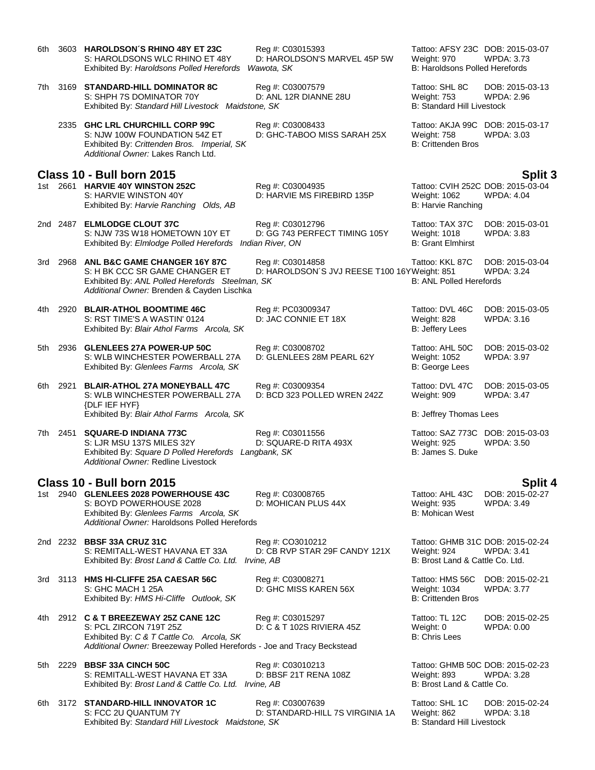6th 3603 **HAROLDSON´S RHINO 48Y ET 23C** Reg #: C03015393 Tattoo: AFSY 23C DOB: 2015-03-07
S: HAROLDSONS WLC RHINO ET 48Y D: HAROLDSON'S MARVEL 45P 5W Weight: 970 WPDA: 3.73
Exhibited By: *Haroldsons Polled Herefords Wawota, SK* B: Haroldsons Polled Herefords

7th 3169 **STANDARD-HILL DOMINATOR 8C** Reg #: C03007579 Tattoo: SHL 8C DOB: 2015-03-13
S: SHPH 7S DOMINATOR 70Y D: ANL 12R DIANNE 28U Weight: 753 WPDA: 2.96
Exhibited By: *Standard Hill Livestock Maidstone, SK* B: Standard Hill Livestock

2335 **GHC LRL CHURCHILL CORP 99C** Reg #: C03008433 Tattoo: AKJA 99C DOB: 2015-03-17
S: NJW 100W FOUNDATION 54Z ET D: GHC-TABOO MISS SARAH 25X Weight: 758 WPDA: 3.03
Exhibited By: *Crittenden Bros. Imperial, SK* B: Crittenden Bros
*Additional Owner:* Lakes Ranch Ltd.

## Class 10 - Bull born 2015 — Split 3

1st 2661 **HARVIE 40Y WINSTON 252C** Reg #: C03004935 Tattoo: CVIH 252C DOB: 2015-03-04
S: HARVIE WINSTON 40Y D: HARVIE MS FIREBIRD 135P Weight: 1062 WPDA: 4.04
Exhibited By: *Harvie Ranching Olds, AB* B: Harvie Ranching

2nd 2487 **ELMLODGE CLOUT 37C** Reg #: C03012796 Tattoo: TAX 37C DOB: 2015-03-01
S: NJW 73S W18 HOMETOWN 10Y ET D: GG 743 PERFECT TIMING 105Y Weight: 1018 WPDA: 3.83
Exhibited By: *Elmlodge Polled Herefords Indian River, ON* B: Grant Elmhirst

3rd 2968 **ANL B&C GAME CHANGER 16Y 87C** Reg #: C03014858 Tattoo: KKL 87C DOB: 2015-03-04
S: H BK CCC SR GAME CHANGER ET D: HAROLDSON´S JVJ REESE T100 16Y Weight: 851 WPDA: 3.24
Exhibited By: *ANL Polled Herefords Steelman, SK* B: ANL Polled Herefords
*Additional Owner:* Brenden & Cayden Lischka

4th 2920 **BLAIR-ATHOL BOOMTIME 46C** Reg #: PC03009347 Tattoo: DVL 46C DOB: 2015-03-05
S: RST TIME'S A WASTIN' 0124 D: JAC CONNIE ET 18X Weight: 828 WPDA: 3.16
Exhibited By: *Blair Athol Farms Arcola, SK* B: Jeffery Lees

5th 2936 **GLENLEES 27A POWER-UP 50C** Reg #: C03008702 Tattoo: AHL 50C DOB: 2015-03-02
S: WLB WINCHESTER POWERBALL 27A D: GLENLEES 28M PEARL 62Y Weight: 1052 WPDA: 3.97
Exhibited By: *Glenlees Farms Arcola, SK* B: George Lees

6th 2921 **BLAIR-ATHOL 27A MONEYBALL 47C** Reg #: C03009354 Tattoo: DVL 47C DOB: 2015-03-05
S: WLB WINCHESTER POWERBALL 27A {DLF IEF HYF} D: BCD 323 POLLED WREN 242Z Weight: 909 WPDA: 3.47
Exhibited By: *Blair Athol Farms Arcola, SK* B: Jeffrey Thomas Lees

7th 2451 **SQUARE-D INDIANA 773C** Reg #: C03011556 Tattoo: SAZ 773C DOB: 2015-03-03
S: LJR MSU 137S MILES 32Y D: SQUARE-D RITA 493X Weight: 925 WPDA: 3.50
Exhibited By: *Square D Polled Herefords Langbank, SK* B: James S. Duke
*Additional Owner:* Redline Livestock

## Class 10 - Bull born 2015 — Split 4

1st 2940 **GLENLEES 2028 POWERHOUSE 43C** Reg #: C03008765 Tattoo: AHL 43C DOB: 2015-02-27
S: BOYD POWERHOUSE 2028 D: MOHICAN PLUS 44X Weight: 935 WPDA: 3.49
Exhibited By: *Glenlees Farms Arcola, SK* B: Mohican West
*Additional Owner:* Haroldsons Polled Herefords

2nd 2232 **BBSF 33A CRUZ 31C** Reg #: CO3010212 Tattoo: GHMB 31C DOB: 2015-02-24
S: REMITALL-WEST HAVANA ET 33A D: CB RVP STAR 29F CANDY 121X Weight: 924 WPDA: 3.41
Exhibited By: *Brost Land & Cattle Co. Ltd. Irvine, AB* B: Brost Land & Cattle Co. Ltd.

3rd 3113 **HMS HI-CLIFFE 25A CAESAR 56C** Reg #: C03008271 Tattoo: HMS 56C DOB: 2015-02-21
S: GHC MACH 1 25A D: GHC MISS KAREN 56X Weight: 1034 WPDA: 3.77
Exhibited By: *HMS Hi-Cliffe Outlook, SK* B: Crittenden Bros

4th 2912 **C & T BREEZEWAY 25Z CANE 12C** Reg #: C03015297 Tattoo: TL 12C DOB: 2015-02-25
S: PCL ZIRCON 719T 25Z D: C & T 102S RIVIERA 45Z Weight: 0 WPDA: 0.00
Exhibited By: *C & T Cattle Co. Arcola, SK* B: Chris Lees
*Additional Owner:* Breezeway Polled Herefords - Joe and Tracy Beckstead

5th 2229 **BBSF 33A CINCH 50C** Reg #: C03010213 Tattoo: GHMB 50C DOB: 2015-02-23
S: REMITALL-WEST HAVANA ET 33A D: BBSF 21T RENA 108Z Weight: 893 WPDA: 3.28
Exhibited By: *Brost Land & Cattle Co. Ltd. Irvine, AB* B: Brost Land & Cattle Co.

6th 3172 **STANDARD-HILL INNOVATOR 1C** Reg #: C03007639 Tattoo: SHL 1C DOB: 2015-02-24
S: FCC 2U QUANTUM 7Y D: STANDARD-HILL 7S VIRGINIA 1A Weight: 862 WPDA: 3.18
Exhibited By: *Standard Hill Livestock Maidstone, SK* B: Standard Hill Livestock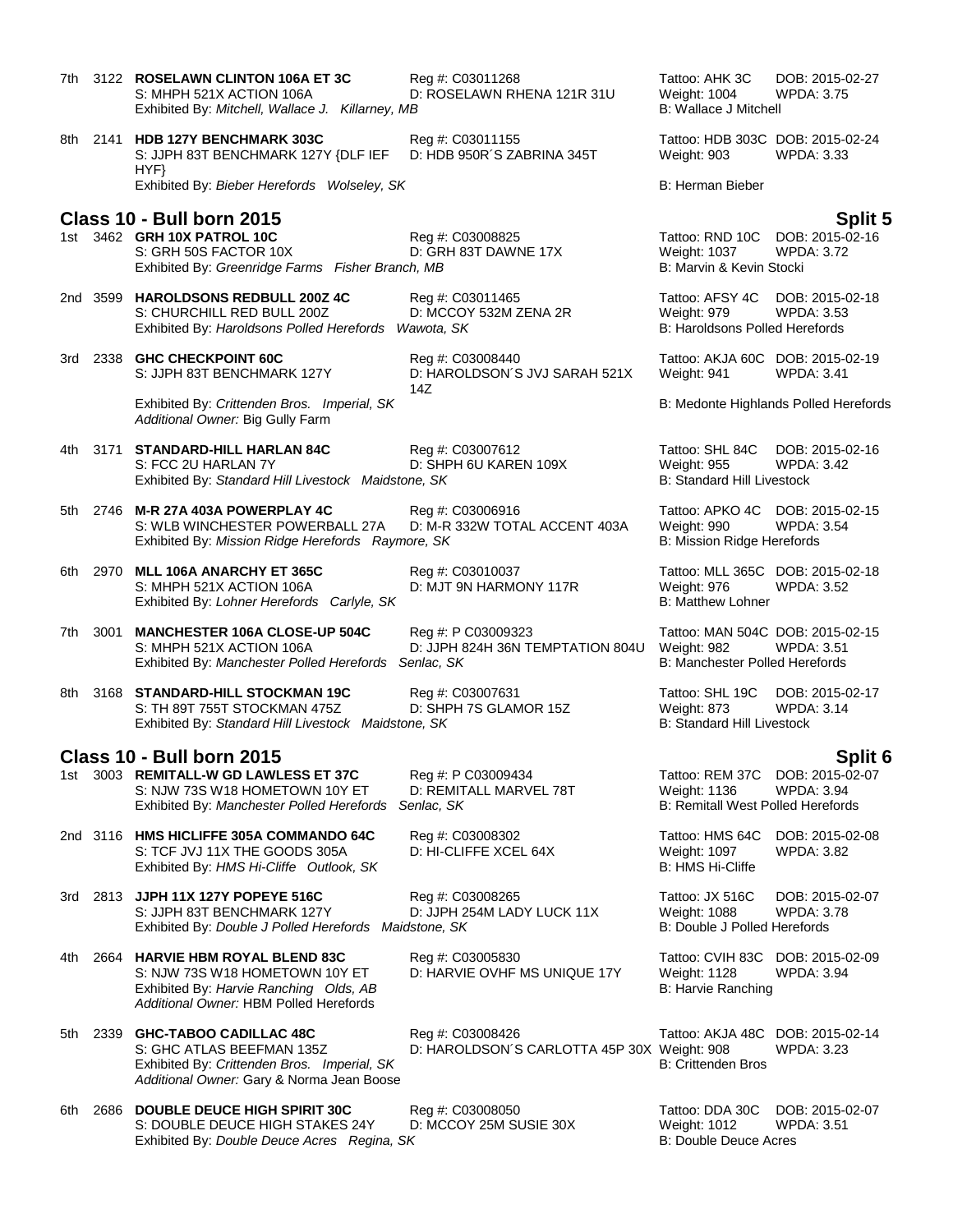7th 3122 **ROSELAWN CLINTON 106A ET 3C** Reg #: C03011268 Tattoo: AHK 3C DOB: 2015-02-27
S: MHPH 521X ACTION 106A D: ROSELAWN RHENA 121R 31U Weight: 1004 WPDA: 3.75
Exhibited By: *Mitchell, Wallace J. Killarney, MB* B: Wallace J Mitchell

8th 2141 **HDB 127Y BENCHMARK 303C** Reg #: C03011155 Tattoo: HDB 303C DOB: 2015-02-24
S: JJPH 83T BENCHMARK 127Y {DLF IEF HYF} D: HDB 950R´S ZABRINA 345T Weight: 903 WPDA: 3.33
Exhibited By: *Bieber Herefords Wolseley, SK* B: Herman Bieber

## Class 10 - Bull born 2015 — Split 5

1st 3462 **GRH 10X PATROL 10C** Reg #: C03008825 Tattoo: RND 10C DOB: 2015-02-16
S: GRH 50S FACTOR 10X D: GRH 83T DAWNE 17X Weight: 1037 WPDA: 3.72
Exhibited By: *Greenridge Farms Fisher Branch, MB* B: Marvin & Kevin Stocki

2nd 3599 **HAROLDSONS REDBULL 200Z 4C** Reg #: C03011465 Tattoo: AFSY 4C DOB: 2015-02-18
S: CHURCHILL RED BULL 200Z D: MCCOY 532M ZENA 2R Weight: 979 WPDA: 3.53
Exhibited By: *Haroldsons Polled Herefords Wawota, SK* B: Haroldsons Polled Herefords

3rd 2338 **GHC CHECKPOINT 60C** Reg #: C03008440 Tattoo: AKJA 60C DOB: 2015-02-19
S: JJPH 83T BENCHMARK 127Y D: HAROLDSON´S JVJ SARAH 521X 14Z Weight: 941 WPDA: 3.41
Exhibited By: *Crittenden Bros. Imperial, SK* B: Medonte Highlands Polled Herefords
*Additional Owner:* Big Gully Farm

4th 3171 **STANDARD-HILL HARLAN 84C** Reg #: C03007612 Tattoo: SHL 84C DOB: 2015-02-16
S: FCC 2U HARLAN 7Y D: SHPH 6U KAREN 109X Weight: 955 WPDA: 3.42
Exhibited By: *Standard Hill Livestock Maidstone, SK* B: Standard Hill Livestock

5th 2746 **M-R 27A 403A POWERPLAY 4C** Reg #: C03006916 Tattoo: APKO 4C DOB: 2015-02-15
S: WLB WINCHESTER POWERBALL 27A D: M-R 332W TOTAL ACCENT 403A Weight: 990 WPDA: 3.54
Exhibited By: *Mission Ridge Herefords Raymore, SK* B: Mission Ridge Herefords

6th 2970 **MLL 106A ANARCHY ET 365C** Reg #: C03010037 Tattoo: MLL 365C DOB: 2015-02-18
S: MHPH 521X ACTION 106A D: MJT 9N HARMONY 117R Weight: 976 WPDA: 3.52
Exhibited By: *Lohner Herefords Carlyle, SK* B: Matthew Lohner

7th 3001 **MANCHESTER 106A CLOSE-UP 504C** Reg #: P C03009323 Tattoo: MAN 504C DOB: 2015-02-15
S: MHPH 521X ACTION 106A D: JJPH 824H 36N TEMPTATION 804U Weight: 982 WPDA: 3.51
Exhibited By: *Manchester Polled Herefords Senlac, SK* B: Manchester Polled Herefords

8th 3168 **STANDARD-HILL STOCKMAN 19C** Reg #: C03007631 Tattoo: SHL 19C DOB: 2015-02-17
S: TH 89T 755T STOCKMAN 475Z D: SHPH 7S GLAMOR 15Z Weight: 873 WPDA: 3.14
Exhibited By: *Standard Hill Livestock Maidstone, SK* B: Standard Hill Livestock

## Class 10 - Bull born 2015 — Split 6

1st 3003 **REMITALL-W GD LAWLESS ET 37C** Reg #: P C03009434 Tattoo: REM 37C DOB: 2015-02-07
S: NJW 73S W18 HOMETOWN 10Y ET D: REMITALL MARVEL 78T Weight: 1136 WPDA: 3.94
Exhibited By: *Manchester Polled Herefords Senlac, SK* B: Remitall West Polled Herefords

2nd 3116 **HMS HICLIFFE 305A COMMANDO 64C** Reg #: C03008302 Tattoo: HMS 64C DOB: 2015-02-08
S: TCF JVJ 11X THE GOODS 305A D: HI-CLIFFE XCEL 64X Weight: 1097 WPDA: 3.82
Exhibited By: *HMS Hi-Cliffe Outlook, SK* B: HMS Hi-Cliffe

3rd 2813 **JJPH 11X 127Y POPEYE 516C** Reg #: C03008265 Tattoo: JX 516C DOB: 2015-02-07
S: JJPH 83T BENCHMARK 127Y D: JJPH 254M LADY LUCK 11X Weight: 1088 WPDA: 3.78
Exhibited By: *Double J Polled Herefords Maidstone, SK* B: Double J Polled Herefords

4th 2664 **HARVIE HBM ROYAL BLEND 83C** Reg #: C03005830 Tattoo: CVIH 83C DOB: 2015-02-09
S: NJW 73S W18 HOMETOWN 10Y ET D: HARVIE OVHF MS UNIQUE 17Y Weight: 1128 WPDA: 3.94
Exhibited By: *Harvie Ranching Olds, AB* B: Harvie Ranching
*Additional Owner:* HBM Polled Herefords

5th 2339 **GHC-TABOO CADILLAC 48C** Reg #: C03008426 Tattoo: AKJA 48C DOB: 2015-02-14
S: GHC ATLAS BEEFMAN 135Z D: HAROLDSON´S CARLOTTA 45P 30X Weight: 908 WPDA: 3.23
Exhibited By: *Crittenden Bros. Imperial, SK* B: Crittenden Bros
*Additional Owner:* Gary & Norma Jean Boose

6th 2686 **DOUBLE DEUCE HIGH SPIRIT 30C** Reg #: C03008050 Tattoo: DDA 30C DOB: 2015-02-07
S: DOUBLE DEUCE HIGH STAKES 24Y D: MCCOY 25M SUSIE 30X Weight: 1012 WPDA: 3.51
Exhibited By: *Double Deuce Acres Regina, SK* B: Double Deuce Acres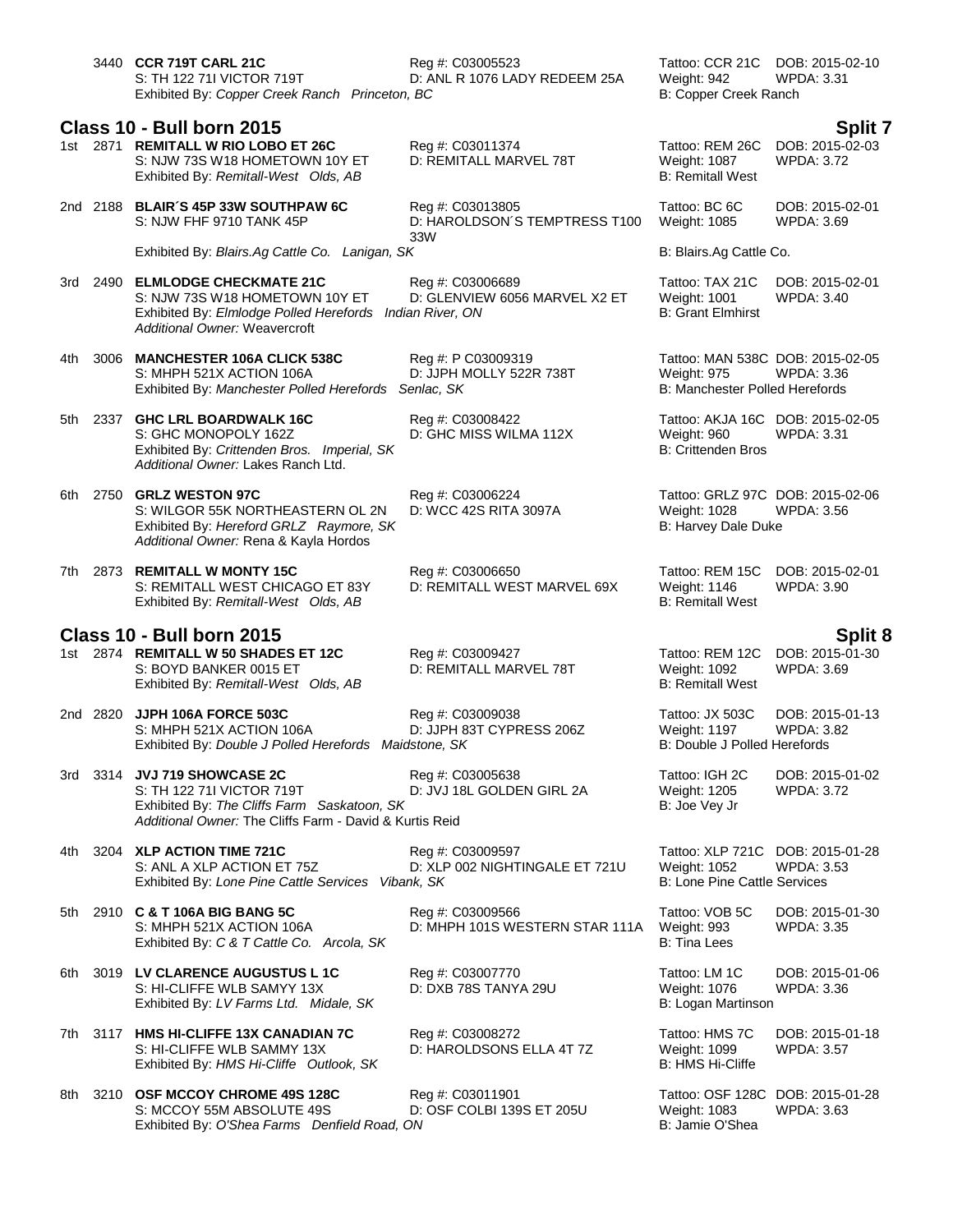3440 **CCR 719T CARL 21C** Reg #: C03005523 Tattoo: CCR 21C DOB: 2015-02-10
S: TH 122 71I VICTOR 719T D: ANL R 1076 LADY REDEEM 25A Weight: 942 WPDA: 3.31
Exhibited By: *Copper Creek Ranch Princeton, BC* B: Copper Creek Ranch

## Class 10 - Bull born 2015 — Split 7

1st 2871 **REMITALL W RIO LOBO ET 26C** Reg #: C03011374 Tattoo: REM 26C DOB: 2015-02-03
S: NJW 73S W18 HOMETOWN 10Y ET D: REMITALL MARVEL 78T Weight: 1087 WPDA: 3.72
Exhibited By: *Remitall-West Olds, AB* B: Remitall West

2nd 2188 **BLAIR´S 45P 33W SOUTHPAW 6C** Reg #: C03013805 Tattoo: BC 6C DOB: 2015-02-01
S: NJW FHF 9710 TANK 45P D: HAROLDSON´S TEMPTRESS T100 33W Weight: 1085 WPDA: 3.69
Exhibited By: *Blairs.Ag Cattle Co. Lanigan, SK* B: Blairs.Ag Cattle Co.

3rd 2490 **ELMLODGE CHECKMATE 21C** Reg #: C03006689 Tattoo: TAX 21C DOB: 2015-02-01
S: NJW 73S W18 HOMETOWN 10Y ET D: GLENVIEW 6056 MARVEL X2 ET Weight: 1001 WPDA: 3.40
Exhibited By: *Elmlodge Polled Herefords Indian River, ON* B: Grant Elmhirst
*Additional Owner:* Weavercroft

4th 3006 **MANCHESTER 106A CLICK 538C** Reg #: P C03009319 Tattoo: MAN 538C DOB: 2015-02-05
S: MHPH 521X ACTION 106A D: JJPH MOLLY 522R 738T Weight: 975 WPDA: 3.36
Exhibited By: *Manchester Polled Herefords Senlac, SK* B: Manchester Polled Herefords

5th 2337 **GHC LRL BOARDWALK 16C** Reg #: C03008422 Tattoo: AKJA 16C DOB: 2015-02-05
S: GHC MONOPOLY 162Z D: GHC MISS WILMA 112X Weight: 960 WPDA: 3.31
Exhibited By: *Crittenden Bros. Imperial, SK* B: Crittenden Bros
*Additional Owner:* Lakes Ranch Ltd.

6th 2750 **GRLZ WESTON 97C** Reg #: C03006224 Tattoo: GRLZ 97C DOB: 2015-02-06
S: WILGOR 55K NORTHEASTERN OL 2N D: WCC 42S RITA 3097A Weight: 1028 WPDA: 3.56
Exhibited By: *Hereford GRLZ Raymore, SK* B: Harvey Dale Duke
*Additional Owner:* Rena & Kayla Hordos

7th 2873 **REMITALL W MONTY 15C** Reg #: C03006650 Tattoo: REM 15C DOB: 2015-02-01
S: REMITALL WEST CHICAGO ET 83Y D: REMITALL WEST MARVEL 69X Weight: 1146 WPDA: 3.90
Exhibited By: *Remitall-West Olds, AB* B: Remitall West

## Class 10 - Bull born 2015 — Split 8

1st 2874 **REMITALL W 50 SHADES ET 12C** Reg #: C03009427 Tattoo: REM 12C DOB: 2015-01-30
S: BOYD BANKER 0015 ET D: REMITALL MARVEL 78T Weight: 1092 WPDA: 3.69
Exhibited By: *Remitall-West Olds, AB* B: Remitall West

2nd 2820 **JJPH 106A FORCE 503C** Reg #: C03009038 Tattoo: JX 503C DOB: 2015-01-13
S: MHPH 521X ACTION 106A D: JJPH 83T CYPRESS 206Z Weight: 1197 WPDA: 3.82
Exhibited By: *Double J Polled Herefords Maidstone, SK* B: Double J Polled Herefords

3rd 3314 **JVJ 719 SHOWCASE 2C** Reg #: C03005638 Tattoo: IGH 2C DOB: 2015-01-02
S: TH 122 71I VICTOR 719T D: JVJ 18L GOLDEN GIRL 2A Weight: 1205 WPDA: 3.72
Exhibited By: *The Cliffs Farm Saskatoon, SK* B: Joe Vey Jr
*Additional Owner:* The Cliffs Farm - David & Kurtis Reid

4th 3204 **XLP ACTION TIME 721C** Reg #: C03009597 Tattoo: XLP 721C DOB: 2015-01-28
S: ANL A XLP ACTION ET 75Z D: XLP 002 NIGHTINGALE ET 721U Weight: 1052 WPDA: 3.53
Exhibited By: *Lone Pine Cattle Services Vibank, SK* B: Lone Pine Cattle Services

5th 2910 **C & T 106A BIG BANG 5C** Reg #: C03009566 Tattoo: VOB 5C DOB: 2015-01-30
S: MHPH 521X ACTION 106A D: MHPH 101S WESTERN STAR 111A Weight: 993 WPDA: 3.35
Exhibited By: *C & T Cattle Co. Arcola, SK* B: Tina Lees

6th 3019 **LV CLARENCE AUGUSTUS L 1C** Reg #: C03007770 Tattoo: LM 1C DOB: 2015-01-06
S: HI-CLIFFE WLB SAMYY 13X D: DXB 78S TANYA 29U Weight: 1076 WPDA: 3.36
Exhibited By: *LV Farms Ltd. Midale, SK* B: Logan Martinson

7th 3117 **HMS HI-CLIFFE 13X CANADIAN 7C** Reg #: C03008272 Tattoo: HMS 7C DOB: 2015-01-18
S: HI-CLIFFE WLB SAMMY 13X D: HAROLDSONS ELLA 4T 7Z Weight: 1099 WPDA: 3.57
Exhibited By: *HMS Hi-Cliffe Outlook, SK* B: HMS Hi-Cliffe

8th 3210 **OSF MCCOY CHROME 49S 128C** Reg #: C03011901 Tattoo: OSF 128C DOB: 2015-01-28
S: MCCOY 55M ABSOLUTE 49S D: OSF COLBI 139S ET 205U Weight: 1083 WPDA: 3.63
Exhibited By: *O'Shea Farms Denfield Road, ON* B: Jamie O'Shea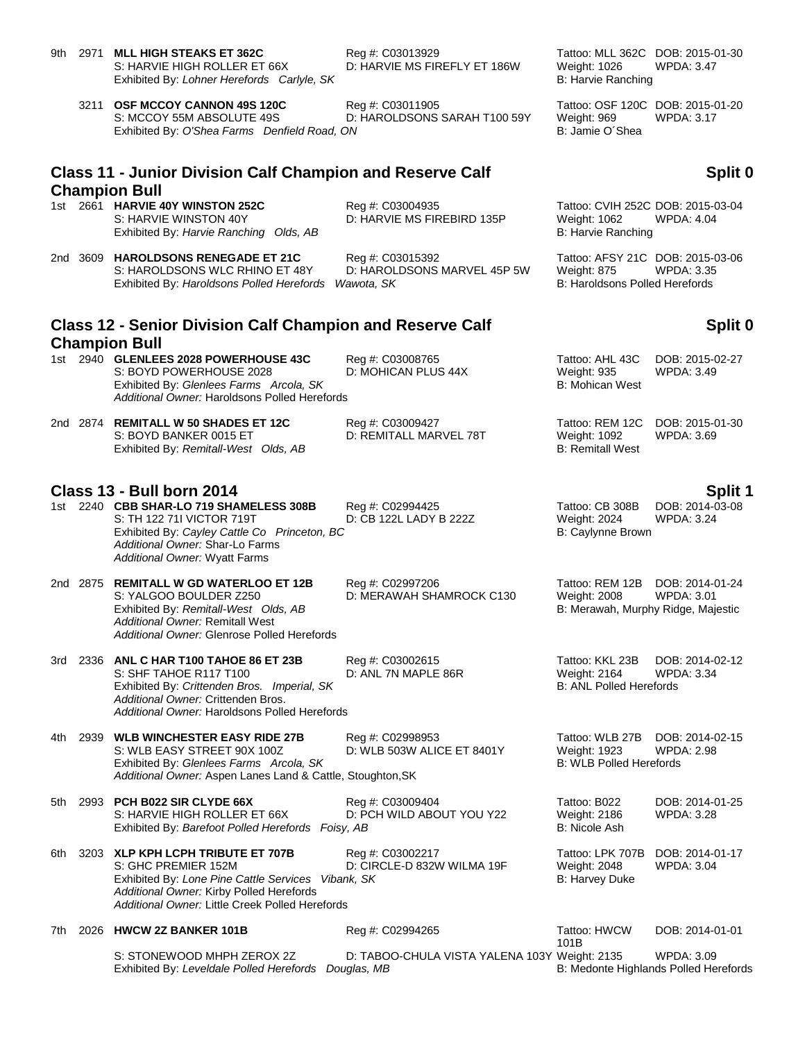9th 2971 **MLL HIGH STEAKS ET 362C** Reg #: C03013929 Tattoo: MLL 362C DOB: 2015-01-30
S: HARVIE HIGH ROLLER ET 66X D: HARVIE MS FIREFLY ET 186W Weight: 1026 WPDA: 3.47
Exhibited By: *Lohner Herefords Carlyle, SK* B: Harvie Ranching

3211 **OSF MCCOY CANNON 49S 120C** Reg #: C03011905 Tattoo: OSF 120C DOB: 2015-01-20
S: MCCOY 55M ABSOLUTE 49S D: HAROLDSONS SARAH T100 59Y Weight: 969 WPDA: 3.17
Exhibited By: *O'Shea Farms Denfield Road, ON* B: Jamie O´Shea

## Class 11 - Junior Division Calf Champion and Reserve Calf Champion Bull

**Split 0**

1st 2661 **HARVIE 40Y WINSTON 252C** Reg #: C03004935 Tattoo: CVIH 252C DOB: 2015-03-04
S: HARVIE WINSTON 40Y D: HARVIE MS FIREBIRD 135P Weight: 1062 WPDA: 4.04
Exhibited By: *Harvie Ranching Olds, AB* B: Harvie Ranching

2nd 3609 **HAROLDSONS RENEGADE ET 21C** Reg #: C03015392 Tattoo: AFSY 21C DOB: 2015-03-06
S: HAROLDSONS WLC RHINO ET 48Y D: HAROLDSONS MARVEL 45P 5W Weight: 875 WPDA: 3.35
Exhibited By: *Haroldsons Polled Herefords Wawota, SK* B: Haroldsons Polled Herefords

## Class 12 - Senior Division Calf Champion and Reserve Calf Champion Bull

**Split 0**

1st 2940 **GLENLEES 2028 POWERHOUSE 43C** Reg #: C03008765 Tattoo: AHL 43C DOB: 2015-02-27
S: BOYD POWERHOUSE 2028 D: MOHICAN PLUS 44X Weight: 935 WPDA: 3.49
Exhibited By: *Glenlees Farms Arcola, SK* B: Mohican West
*Additional Owner:* Haroldsons Polled Herefords

2nd 2874 **REMITALL W 50 SHADES ET 12C** Reg #: C03009427 Tattoo: REM 12C DOB: 2015-01-30
S: BOYD BANKER 0015 ET D: REMITALL MARVEL 78T Weight: 1092 WPDA: 3.69
Exhibited By: *Remitall-West Olds, AB* B: Remitall West

## Class 13 - Bull born 2014

**Split 1**

1st 2240 **CBB SHAR-LO 719 SHAMELESS 308B** Reg #: C02994425 Tattoo: CB 308B DOB: 2014-03-08
S: TH 122 71I VICTOR 719T D: CB 122L LADY B 222Z Weight: 2024 WPDA: 3.24
Exhibited By: *Cayley Cattle Co Princeton, BC* B: Caylynne Brown
*Additional Owner:* Shar-Lo Farms
*Additional Owner:* Wyatt Farms

2nd 2875 **REMITALL W GD WATERLOO ET 12B** Reg #: C02997206 Tattoo: REM 12B DOB: 2014-01-24
S: YALGOO BOULDER Z250 D: MERAWAH SHAMROCK C130 Weight: 2008 WPDA: 3.01
Exhibited By: *Remitall-West Olds, AB* B: Merawah, Murphy Ridge, Majestic
*Additional Owner:* Remitall West
*Additional Owner:* Glenrose Polled Herefords

3rd 2336 **ANL C HAR T100 TAHOE 86 ET 23B** Reg #: C03002615 Tattoo: KKL 23B DOB: 2014-02-12
S: SHF TAHOE R117 T100 D: ANL 7N MAPLE 86R Weight: 2164 WPDA: 3.34
Exhibited By: *Crittenden Bros. Imperial, SK* B: ANL Polled Herefords
*Additional Owner:* Crittenden Bros.
*Additional Owner:* Haroldsons Polled Herefords

4th 2939 **WLB WINCHESTER EASY RIDE 27B** Reg #: C02998953 Tattoo: WLB 27B DOB: 2014-02-15
S: WLB EASY STREET 90X 100Z D: WLB 503W ALICE ET 8401Y Weight: 1923 WPDA: 2.98
Exhibited By: *Glenlees Farms Arcola, SK* B: WLB Polled Herefords
*Additional Owner:* Aspen Lanes Land & Cattle, Stoughton,SK

5th 2993 **PCH B022 SIR CLYDE 66X** Reg #: C03009404 Tattoo: B022 DOB: 2014-01-25
S: HARVIE HIGH ROLLER ET 66X D: PCH WILD ABOUT YOU Y22 Weight: 2186 WPDA: 3.28
Exhibited By: *Barefoot Polled Herefords Foisy, AB* B: Nicole Ash

6th 3203 **XLP KPH LCPH TRIBUTE ET 707B** Reg #: C03002217 Tattoo: LPK 707B DOB: 2014-01-17
S: GHC PREMIER 152M D: CIRCLE-D 832W WILMA 19F Weight: 2048 WPDA: 3.04
Exhibited By: *Lone Pine Cattle Services Vibank, SK* B: Harvey Duke
*Additional Owner:* Kirby Polled Herefords
*Additional Owner:* Little Creek Polled Herefords

7th 2026 **HWCW 2Z BANKER 101B** Reg #: C02994265 Tattoo: HWCW 101B DOB: 2014-01-01
S: STONEWOOD MHPH ZEROX 2Z D: TABOO-CHULA VISTA YALENA 103Y Weight: 2135 WPDA: 3.09
Exhibited By: *Leveldale Polled Herefords Douglas, MB* B: Medonte Highlands Polled Herefords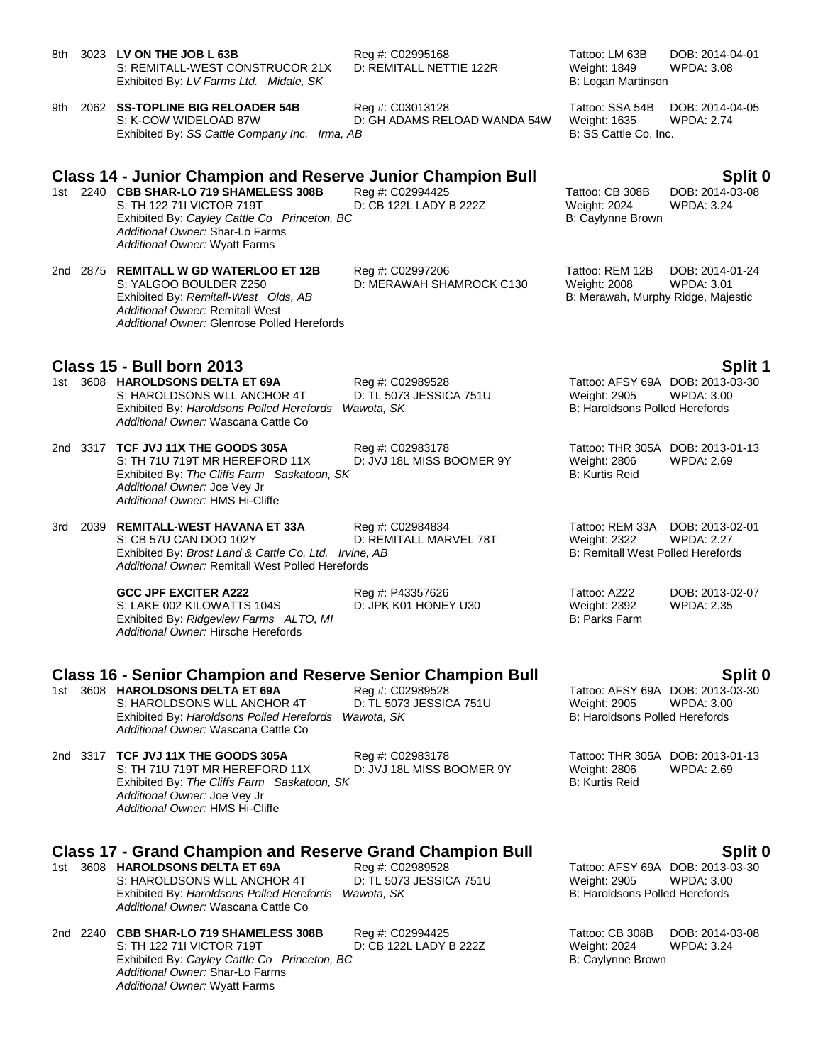8th 3023 **LV ON THE JOB L 63B** Reg #: C02995168 Tattoo: LM 63B DOB: 2014-04-01
S: REMITALL-WEST CONSTRUCOR 21X D: REMITALL NETTIE 122R Weight: 1849 WPDA: 3.08
Exhibited By: *LV Farms Ltd. Midale, SK* B: Logan Martinson

9th 2062 **SS-TOPLINE BIG RELOADER 54B** Reg #: C03013128 Tattoo: SSA 54B DOB: 2014-04-05
S: K-COW WIDELOAD 87W D: GH ADAMS RELOAD WANDA 54W Weight: 1635 WPDA: 2.74
Exhibited By: *SS Cattle Company Inc. Irma, AB* B: SS Cattle Co. Inc.

## Class 14 - Junior Champion and Reserve Junior Champion Bull — Split 0

1st 2240 **CBB SHAR-LO 719 SHAMELESS 308B** Reg #: C02994425 Tattoo: CB 308B DOB: 2014-03-08
S: TH 122 71I VICTOR 719T D: CB 122L LADY B 222Z Weight: 2024 WPDA: 3.24
Exhibited By: *Cayley Cattle Co Princeton, BC* B: Caylynne Brown
*Additional Owner:* Shar-Lo Farms
*Additional Owner:* Wyatt Farms

2nd 2875 **REMITALL W GD WATERLOO ET 12B** Reg #: C02997206 Tattoo: REM 12B DOB: 2014-01-24
S: YALGOO BOULDER Z250 D: MERAWAH SHAMROCK C130 Weight: 2008 WPDA: 3.01
Exhibited By: *Remitall-West Olds, AB* B: Merawah, Murphy Ridge, Majestic
*Additional Owner:* Remitall West
*Additional Owner:* Glenrose Polled Herefords

## Class 15 - Bull born 2013 — Split 1

1st 3608 **HAROLDSONS DELTA ET 69A** Reg #: C02989528 Tattoo: AFSY 69A DOB: 2013-03-30
S: HAROLDSONS WLL ANCHOR 4T D: TL 5073 JESSICA 751U Weight: 2905 WPDA: 3.00
Exhibited By: *Haroldsons Polled Herefords Wawota, SK* B: Haroldsons Polled Herefords
*Additional Owner:* Wascana Cattle Co

2nd 3317 **TCF JVJ 11X THE GOODS 305A** Reg #: C02983178 Tattoo: THR 305A DOB: 2013-01-13
S: TH 71U 719T MR HEREFORD 11X D: JVJ 18L MISS BOOMER 9Y Weight: 2806 WPDA: 2.69
Exhibited By: *The Cliffs Farm Saskatoon, SK* B: Kurtis Reid
*Additional Owner:* Joe Vey Jr
*Additional Owner:* HMS Hi-Cliffe

3rd 2039 **REMITALL-WEST HAVANA ET 33A** Reg #: C02984834 Tattoo: REM 33A DOB: 2013-02-01
S: CB 57U CAN DOO 102Y D: REMITALL MARVEL 78T Weight: 2322 WPDA: 2.27
Exhibited By: *Brost Land & Cattle Co. Ltd. Irvine, AB* B: Remitall West Polled Herefords
*Additional Owner:* Remitall West Polled Herefords

**GCC JPF EXCITER A222** Reg #: P43357626 Tattoo: A222 DOB: 2013-02-07
S: LAKE 002 KILOWATTS 104S D: JPK K01 HONEY U30 Weight: 2392 WPDA: 2.35
Exhibited By: *Ridgeview Farms ALTO, MI* B: Parks Farm
*Additional Owner:* Hirsche Herefords

## Class 16 - Senior Champion and Reserve Senior Champion Bull — Split 0

1st 3608 **HAROLDSONS DELTA ET 69A** Reg #: C02989528 Tattoo: AFSY 69A DOB: 2013-03-30
S: HAROLDSONS WLL ANCHOR 4T D: TL 5073 JESSICA 751U Weight: 2905 WPDA: 3.00
Exhibited By: *Haroldsons Polled Herefords Wawota, SK* B: Haroldsons Polled Herefords
*Additional Owner:* Wascana Cattle Co

2nd 3317 **TCF JVJ 11X THE GOODS 305A** Reg #: C02983178 Tattoo: THR 305A DOB: 2013-01-13
S: TH 71U 719T MR HEREFORD 11X D: JVJ 18L MISS BOOMER 9Y Weight: 2806 WPDA: 2.69
Exhibited By: *The Cliffs Farm Saskatoon, SK* B: Kurtis Reid
*Additional Owner:* Joe Vey Jr
*Additional Owner:* HMS Hi-Cliffe

## Class 17 - Grand Champion and Reserve Grand Champion Bull — Split 0

1st 3608 **HAROLDSONS DELTA ET 69A** Reg #: C02989528 Tattoo: AFSY 69A DOB: 2013-03-30
S: HAROLDSONS WLL ANCHOR 4T D: TL 5073 JESSICA 751U Weight: 2905 WPDA: 3.00
Exhibited By: *Haroldsons Polled Herefords Wawota, SK* B: Haroldsons Polled Herefords
*Additional Owner:* Wascana Cattle Co

2nd 2240 **CBB SHAR-LO 719 SHAMELESS 308B** Reg #: C02994425 Tattoo: CB 308B DOB: 2014-03-08
S: TH 122 71I VICTOR 719T D: CB 122L LADY B 222Z Weight: 2024 WPDA: 3.24
Exhibited By: *Cayley Cattle Co Princeton, BC* B: Caylynne Brown
*Additional Owner:* Shar-Lo Farms
*Additional Owner:* Wyatt Farms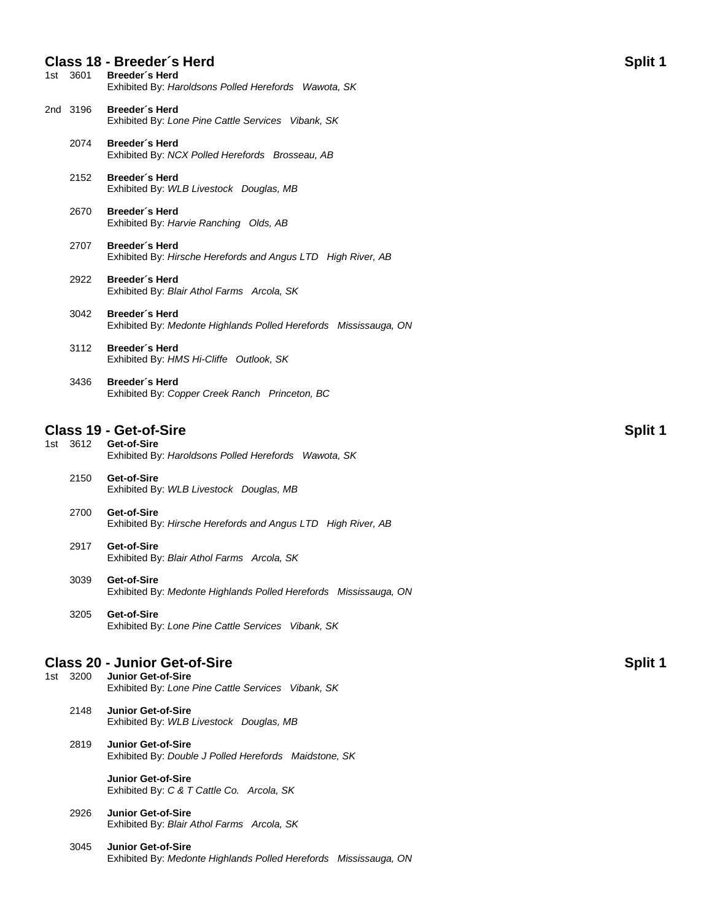## Class 18 - Breeder´s Herd — Split 1

1st 3601 **Breeder´s Herd**
Exhibited By: *Haroldsons Polled Herefords Wawota, SK*

2nd 3196 **Breeder´s Herd**
Exhibited By: *Lone Pine Cattle Services Vibank, SK*

2074 **Breeder´s Herd**
Exhibited By: *NCX Polled Herefords Brosseau, AB*

2152 **Breeder´s Herd**
Exhibited By: *WLB Livestock Douglas, MB*

2670 **Breeder´s Herd**
Exhibited By: *Harvie Ranching Olds, AB*

2707 **Breeder´s Herd**
Exhibited By: *Hirsche Herefords and Angus LTD High River, AB*

2922 **Breeder´s Herd**
Exhibited By: *Blair Athol Farms Arcola, SK*

3042 **Breeder´s Herd**
Exhibited By: *Medonte Highlands Polled Herefords Mississauga, ON*

3112 **Breeder´s Herd**
Exhibited By: *HMS Hi-Cliffe Outlook, SK*

3436 **Breeder´s Herd**
Exhibited By: *Copper Creek Ranch Princeton, BC*

## Class 19 - Get-of-Sire — Split 1

1st 3612 **Get-of-Sire**
Exhibited By: *Haroldsons Polled Herefords Wawota, SK*

2150 **Get-of-Sire**
Exhibited By: *WLB Livestock Douglas, MB*

2700 **Get-of-Sire**
Exhibited By: *Hirsche Herefords and Angus LTD High River, AB*

2917 **Get-of-Sire**
Exhibited By: *Blair Athol Farms Arcola, SK*

3039 **Get-of-Sire**
Exhibited By: *Medonte Highlands Polled Herefords Mississauga, ON*

3205 **Get-of-Sire**
Exhibited By: *Lone Pine Cattle Services Vibank, SK*

## Class 20 - Junior Get-of-Sire — Split 1

1st 3200 **Junior Get-of-Sire**
Exhibited By: *Lone Pine Cattle Services Vibank, SK*

2148 **Junior Get-of-Sire**
Exhibited By: *WLB Livestock Douglas, MB*

2819 **Junior Get-of-Sire**
Exhibited By: *Double J Polled Herefords Maidstone, SK*

**Junior Get-of-Sire**
Exhibited By: *C & T Cattle Co. Arcola, SK*

2926 **Junior Get-of-Sire**
Exhibited By: *Blair Athol Farms Arcola, SK*

3045 **Junior Get-of-Sire**
Exhibited By: *Medonte Highlands Polled Herefords Mississauga, ON*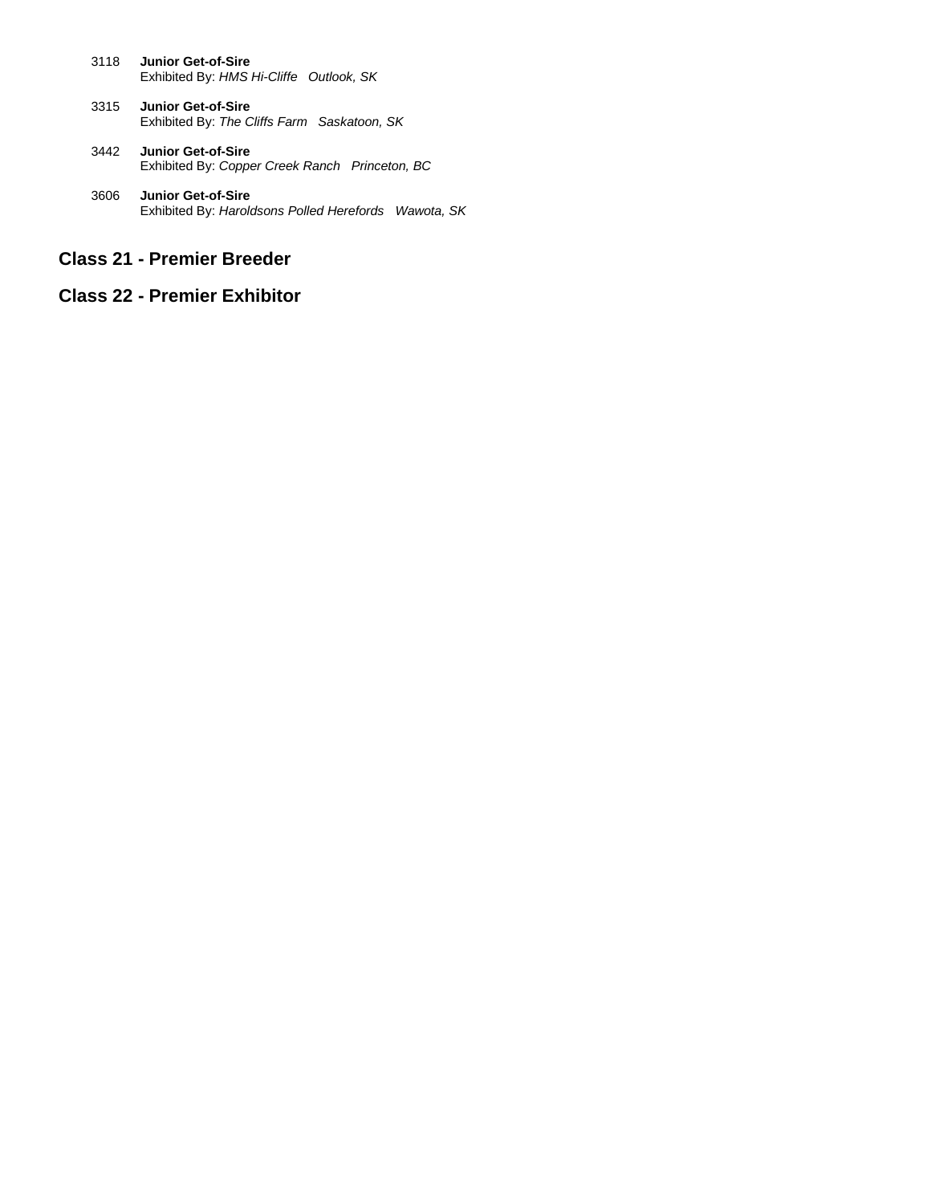3118 **Junior Get-of-Sire**
Exhibited By: *HMS Hi-Cliffe   Outlook, SK*

3315 **Junior Get-of-Sire**
Exhibited By: *The Cliffs Farm   Saskatoon, SK*

3442 **Junior Get-of-Sire**
Exhibited By: *Copper Creek Ranch   Princeton, BC*

3606 **Junior Get-of-Sire**
Exhibited By: *Haroldsons Polled Herefords   Wawota, SK*

## Class 21 - Premier Breeder

## Class 22 - Premier Exhibitor